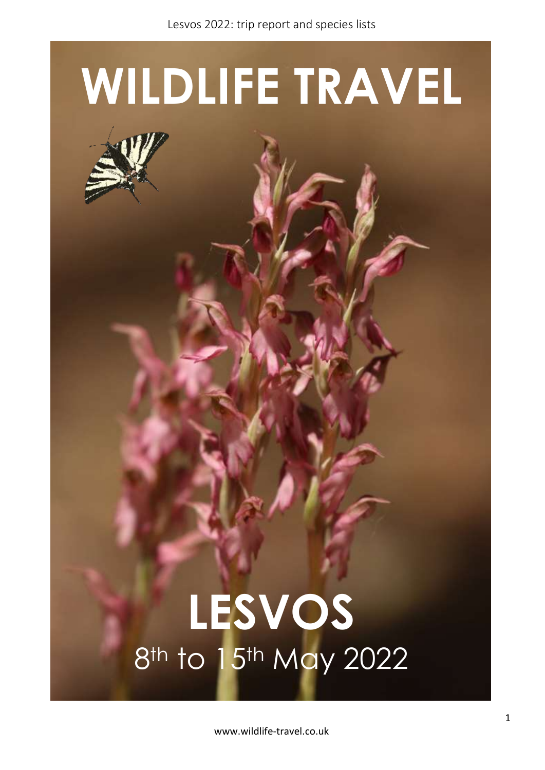# WILDLIFE TRAVEL

# LESVOS

8th to 15th May 2022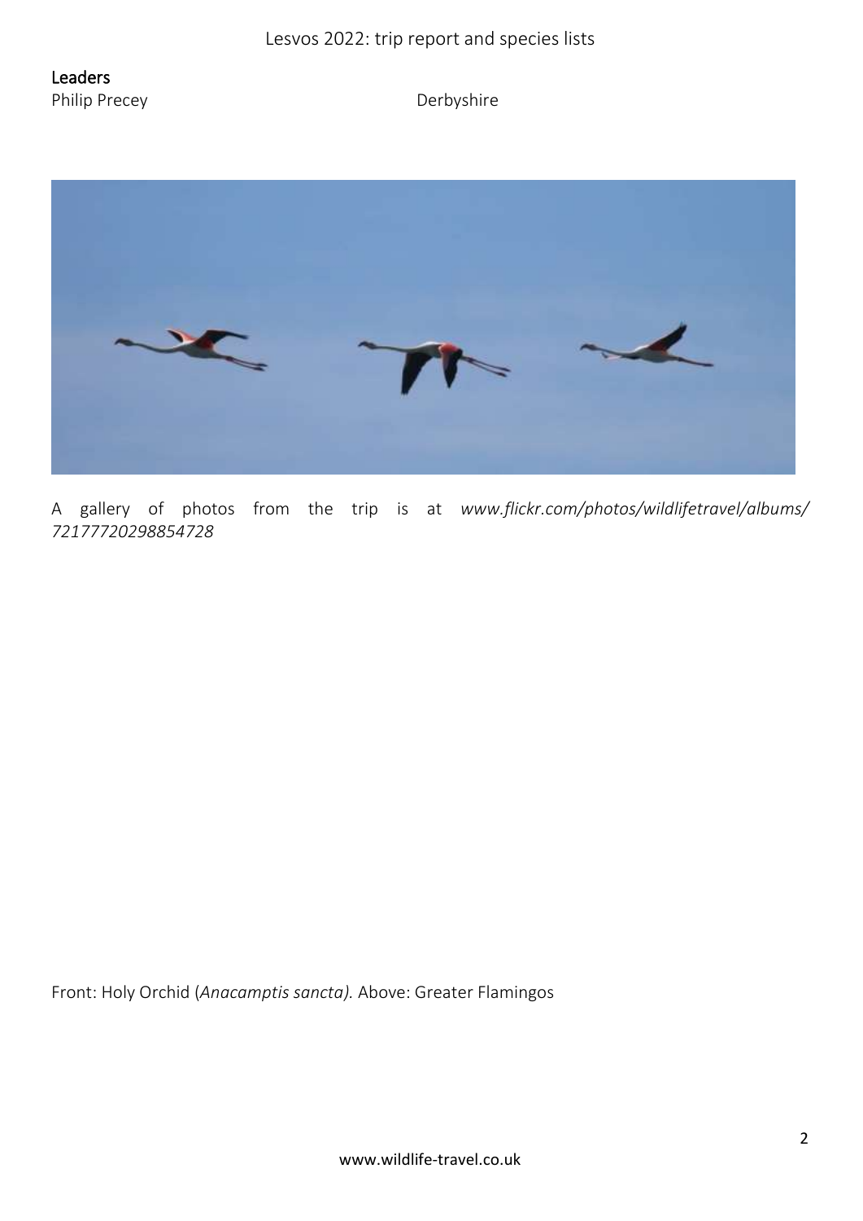## Leaders

Philip Precey Derbyshire

A gallery of photos from the trip is at *www.flickr.com/photos/wildlifetravel/albums/72177720298854728*

Front: Holy Orchid (*Anacamptis sancta).* Above: Greater Flamingos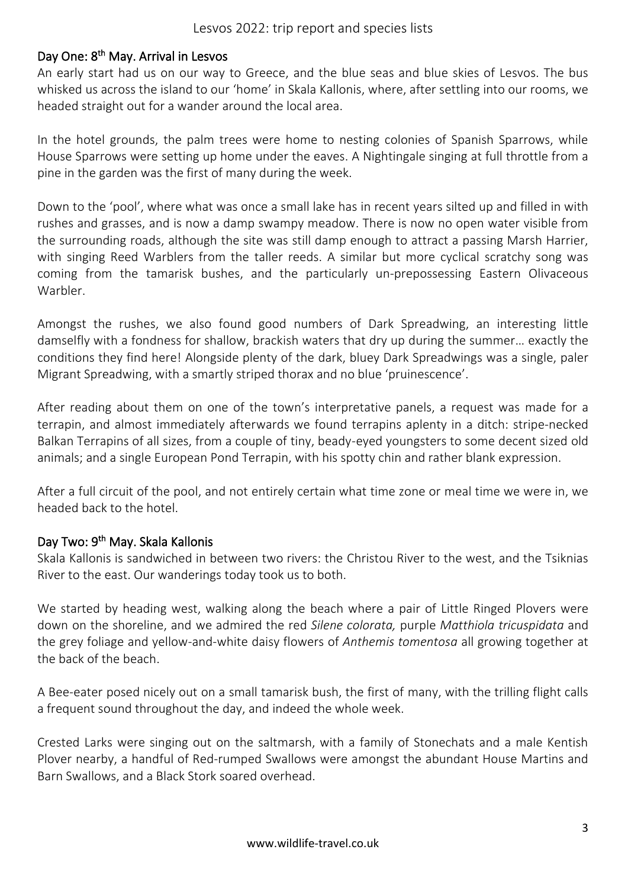## Day One: 8th May. Arrival in Lesvos

An early start had us on our way to Greece, and the blue seas and blue skies of Lesvos. The bus whisked us across the island to our 'home' in Skala Kallonis, where, after settling into our rooms, we headed straight out for a wander around the local area.

In the hotel grounds, the palm trees were home to nesting colonies of Spanish Sparrows, while House Sparrows were setting up home under the eaves. A Nightingale singing at full throttle from a pine in the garden was the first of many during the week.

Down to the 'pool', where what was once a small lake has in recent years silted up and filled in with rushes and grasses, and is now a damp swampy meadow. There is now no open water visible from the surrounding roads, although the site was still damp enough to attract a passing Marsh Harrier, with singing Reed Warblers from the taller reeds. A similar but more cyclical scratchy song was coming from the tamarisk bushes, and the particularly un-prepossessing Eastern Olivaceous Warbler.

Amongst the rushes, we also found good numbers of Dark Spreadwing, an interesting little damselfly with a fondness for shallow, brackish waters that dry up during the summer… exactly the conditions they find here! Alongside plenty of the dark, bluey Dark Spreadwings was a single, paler Migrant Spreadwing, with a smartly striped thorax and no blue 'pruinescence'.

After reading about them on one of the town's interpretative panels, a request was made for a terrapin, and almost immediately afterwards we found terrapins aplenty in a ditch: stripe-necked Balkan Terrapins of all sizes, from a couple of tiny, beady-eyed youngsters to some decent sized old animals; and a single European Pond Terrapin, with his spotty chin and rather blank expression.

After a full circuit of the pool, and not entirely certain what time zone or meal time we were in, we headed back to the hotel.

## Day Two: 9th May. Skala Kallonis

Skala Kallonis is sandwiched in between two rivers: the Christou River to the west, and the Tsiknias River to the east. Our wanderings today took us to both.

We started by heading west, walking along the beach where a pair of Little Ringed Plovers were down on the shoreline, and we admired the red *Silene colorata,* purple *Matthiola tricuspidata* and the grey foliage and yellow-and-white daisy flowers of *Anthemis tomentosa* all growing together at the back of the beach.

A Bee-eater posed nicely out on a small tamarisk bush, the first of many, with the trilling flight calls a frequent sound throughout the day, and indeed the whole week.

Crested Larks were singing out on the saltmarsh, with a family of Stonechats and a male Kentish Plover nearby, a handful of Red-rumped Swallows were amongst the abundant House Martins and Barn Swallows, and a Black Stork soared overhead.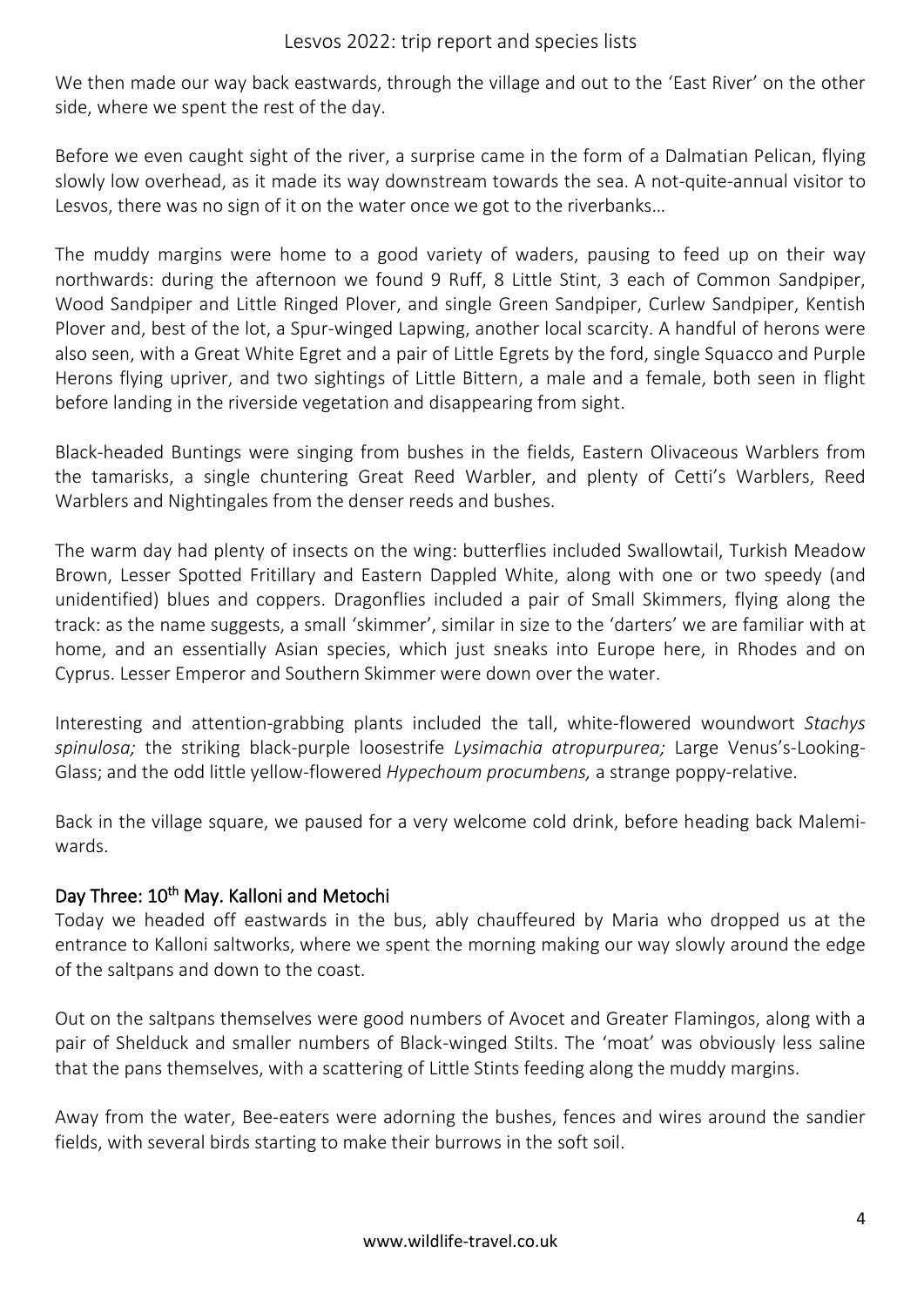We then made our way back eastwards, through the village and out to the 'East River' on the other side, where we spent the rest of the day.

Before we even caught sight of the river, a surprise came in the form of a Dalmatian Pelican, flying slowly low overhead, as it made its way downstream towards the sea. A not-quite-annual visitor to Lesvos, there was no sign of it on the water once we got to the riverbanks…

The muddy margins were home to a good variety of waders, pausing to feed up on their way northwards: during the afternoon we found 9 Ruff, 8 Little Stint, 3 each of Common Sandpiper, Wood Sandpiper and Little Ringed Plover, and single Green Sandpiper, Curlew Sandpiper, Kentish Plover and, best of the lot, a Spur-winged Lapwing, another local scarcity. A handful of herons were also seen, with a Great White Egret and a pair of Little Egrets by the ford, single Squacco and Purple Herons flying upriver, and two sightings of Little Bittern, a male and a female, both seen in flight before landing in the riverside vegetation and disappearing from sight.

Black-headed Buntings were singing from bushes in the fields, Eastern Olivaceous Warblers from the tamarisks, a single chuntering Great Reed Warbler, and plenty of Cetti's Warblers, Reed Warblers and Nightingales from the denser reeds and bushes.

The warm day had plenty of insects on the wing: butterflies included Swallowtail, Turkish Meadow Brown, Lesser Spotted Fritillary and Eastern Dappled White, along with one or two speedy (and unidentified) blues and coppers. Dragonflies included a pair of Small Skimmers, flying along the track: as the name suggests, a small 'skimmer', similar in size to the 'darters' we are familiar with at home, and an essentially Asian species, which just sneaks into Europe here, in Rhodes and on Cyprus. Lesser Emperor and Southern Skimmer were down over the water.

Interesting and attention-grabbing plants included the tall, white-flowered woundwort *Stachys spinulosa;* the striking black-purple loosestrife *Lysimachia atropurpurea;* Large Venus's-Looking-Glass; and the odd little yellow-flowered *Hypechoum procumbens,* a strange poppy-relative.

Back in the village square, we paused for a very welcome cold drink, before heading back Malemi-wards.

## Day Three: 10th May. Kalloni and Metochi

Today we headed off eastwards in the bus, ably chauffeured by Maria who dropped us at the entrance to Kalloni saltworks, where we spent the morning making our way slowly around the edge of the saltpans and down to the coast.

Out on the saltpans themselves were good numbers of Avocet and Greater Flamingos, along with a pair of Shelduck and smaller numbers of Black-winged Stilts. The 'moat' was obviously less saline that the pans themselves, with a scattering of Little Stints feeding along the muddy margins.

Away from the water, Bee-eaters were adorning the bushes, fences and wires around the sandier fields, with several birds starting to make their burrows in the soft soil.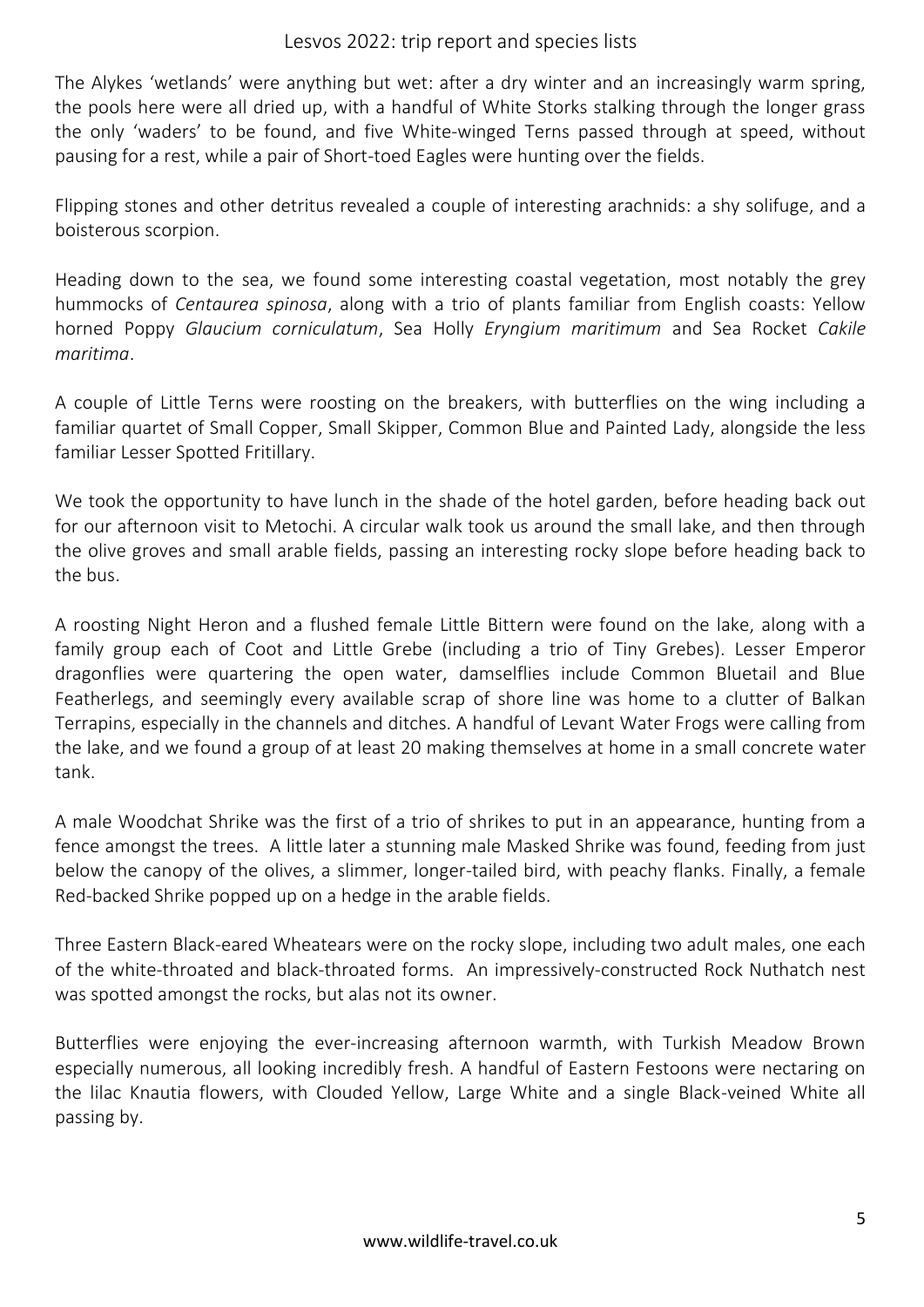The Alykes 'wetlands' were anything but wet: after a dry winter and an increasingly warm spring, the pools here were all dried up, with a handful of White Storks stalking through the longer grass the only 'waders' to be found, and five White-winged Terns passed through at speed, without pausing for a rest, while a pair of Short-toed Eagles were hunting over the fields.

Flipping stones and other detritus revealed a couple of interesting arachnids: a shy solifuge, and a boisterous scorpion.

Heading down to the sea, we found some interesting coastal vegetation, most notably the grey hummocks of *Centaurea spinosa*, along with a trio of plants familiar from English coasts: Yellow horned Poppy *Glaucium corniculatum*, Sea Holly *Eryngium maritimum* and Sea Rocket *Cakile maritima*.

A couple of Little Terns were roosting on the breakers, with butterflies on the wing including a familiar quartet of Small Copper, Small Skipper, Common Blue and Painted Lady, alongside the less familiar Lesser Spotted Fritillary.

We took the opportunity to have lunch in the shade of the hotel garden, before heading back out for our afternoon visit to Metochi. A circular walk took us around the small lake, and then through the olive groves and small arable fields, passing an interesting rocky slope before heading back to the bus.

A roosting Night Heron and a flushed female Little Bittern were found on the lake, along with a family group each of Coot and Little Grebe (including a trio of Tiny Grebes). Lesser Emperor dragonflies were quartering the open water, damselflies include Common Bluetail and Blue Featherlegs, and seemingly every available scrap of shore line was home to a clutter of Balkan Terrapins, especially in the channels and ditches. A handful of Levant Water Frogs were calling from the lake, and we found a group of at least 20 making themselves at home in a small concrete water tank.

A male Woodchat Shrike was the first of a trio of shrikes to put in an appearance, hunting from a fence amongst the trees. A little later a stunning male Masked Shrike was found, feeding from just below the canopy of the olives, a slimmer, longer-tailed bird, with peachy flanks. Finally, a female Red-backed Shrike popped up on a hedge in the arable fields.

Three Eastern Black-eared Wheatears were on the rocky slope, including two adult males, one each of the white-throated and black-throated forms. An impressively-constructed Rock Nuthatch nest was spotted amongst the rocks, but alas not its owner.

Butterflies were enjoying the ever-increasing afternoon warmth, with Turkish Meadow Brown especially numerous, all looking incredibly fresh. A handful of Eastern Festoons were nectaring on the lilac Knautia flowers, with Clouded Yellow, Large White and a single Black-veined White all passing by.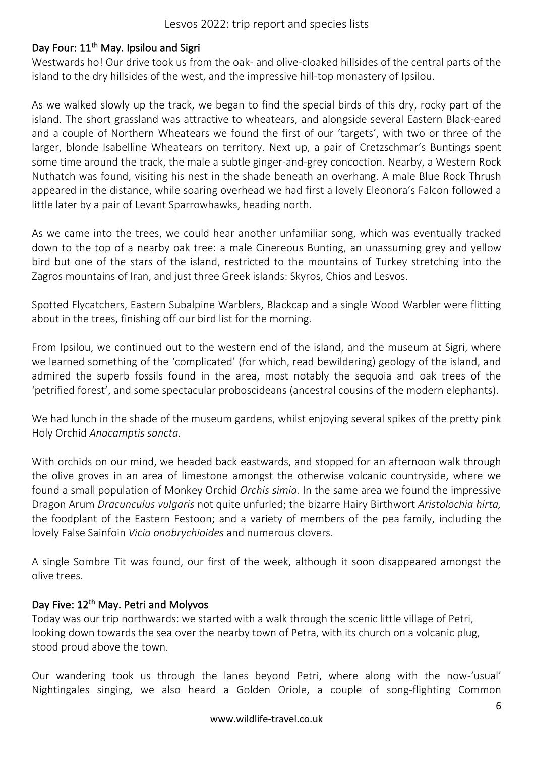## Day Four: 11th May. Ipsilou and Sigri

Westwards ho! Our drive took us from the oak- and olive-cloaked hillsides of the central parts of the island to the dry hillsides of the west, and the impressive hill-top monastery of Ipsilou.

As we walked slowly up the track, we began to find the special birds of this dry, rocky part of the island. The short grassland was attractive to wheatears, and alongside several Eastern Black-eared and a couple of Northern Wheatears we found the first of our 'targets', with two or three of the larger, blonde Isabelline Wheatears on territory. Next up, a pair of Cretzschmar's Buntings spent some time around the track, the male a subtle ginger-and-grey concoction. Nearby, a Western Rock Nuthatch was found, visiting his nest in the shade beneath an overhang. A male Blue Rock Thrush appeared in the distance, while soaring overhead we had first a lovely Eleonora's Falcon followed a little later by a pair of Levant Sparrowhawks, heading north.

As we came into the trees, we could hear another unfamiliar song, which was eventually tracked down to the top of a nearby oak tree: a male Cinereous Bunting, an unassuming grey and yellow bird but one of the stars of the island, restricted to the mountains of Turkey stretching into the Zagros mountains of Iran, and just three Greek islands: Skyros, Chios and Lesvos.

Spotted Flycatchers, Eastern Subalpine Warblers, Blackcap and a single Wood Warbler were flitting about in the trees, finishing off our bird list for the morning.

From Ipsilou, we continued out to the western end of the island, and the museum at Sigri, where we learned something of the 'complicated' (for which, read bewildering) geology of the island, and admired the superb fossils found in the area, most notably the sequoia and oak trees of the 'petrified forest', and some spectacular proboscideans (ancestral cousins of the modern elephants).

We had lunch in the shade of the museum gardens, whilst enjoying several spikes of the pretty pink Holy Orchid *Anacamptis sancta.*

With orchids on our mind, we headed back eastwards, and stopped for an afternoon walk through the olive groves in an area of limestone amongst the otherwise volcanic countryside, where we found a small population of Monkey Orchid *Orchis simia.* In the same area we found the impressive Dragon Arum *Dracunculus vulgaris* not quite unfurled; the bizarre Hairy Birthwort *Aristolochia hirta,* the foodplant of the Eastern Festoon; and a variety of members of the pea family, including the lovely False Sainfoin *Vicia onobrychioides* and numerous clovers.

A single Sombre Tit was found, our first of the week, although it soon disappeared amongst the olive trees.

## Day Five: 12th May. Petri and Molyvos

Today was our trip northwards: we started with a walk through the scenic little village of Petri, looking down towards the sea over the nearby town of Petra, with its church on a volcanic plug, stood proud above the town.

Our wandering took us through the lanes beyond Petri, where along with the now-'usual' Nightingales singing, we also heard a Golden Oriole, a couple of song-flighting Common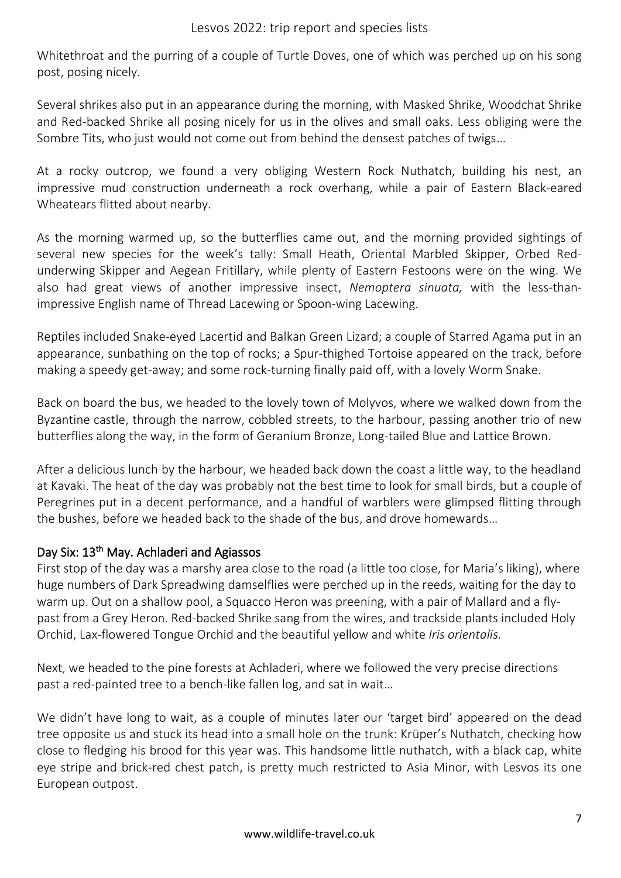Whitethroat and the purring of a couple of Turtle Doves, one of which was perched up on his song post, posing nicely.

Several shrikes also put in an appearance during the morning, with Masked Shrike, Woodchat Shrike and Red-backed Shrike all posing nicely for us in the olives and small oaks. Less obliging were the Sombre Tits, who just would not come out from behind the densest patches of twigs…

At a rocky outcrop, we found a very obliging Western Rock Nuthatch, building his nest, an impressive mud construction underneath a rock overhang, while a pair of Eastern Black-eared Wheatears flitted about nearby.

As the morning warmed up, so the butterflies came out, and the morning provided sightings of several new species for the week's tally: Small Heath, Oriental Marbled Skipper, Orbed Red-underwing Skipper and Aegean Fritillary, while plenty of Eastern Festoons were on the wing. We also had great views of another impressive insect, *Nemoptera sinuata,* with the less-than-impressive English name of Thread Lacewing or Spoon-wing Lacewing.

Reptiles included Snake-eyed Lacertid and Balkan Green Lizard; a couple of Starred Agama put in an appearance, sunbathing on the top of rocks; a Spur-thighed Tortoise appeared on the track, before making a speedy get-away; and some rock-turning finally paid off, with a lovely Worm Snake.

Back on board the bus, we headed to the lovely town of Molyvos, where we walked down from the Byzantine castle, through the narrow, cobbled streets, to the harbour, passing another trio of new butterflies along the way, in the form of Geranium Bronze, Long-tailed Blue and Lattice Brown.

After a delicious lunch by the harbour, we headed back down the coast a little way, to the headland at Kavaki. The heat of the day was probably not the best time to look for small birds, but a couple of Peregrines put in a decent performance, and a handful of warblers were glimpsed flitting through the bushes, before we headed back to the shade of the bus, and drove homewards…

## Day Six: 13th May. Achladeri and Agiassos

First stop of the day was a marshy area close to the road (a little too close, for Maria's liking), where huge numbers of Dark Spreadwing damselflies were perched up in the reeds, waiting for the day to warm up. Out on a shallow pool, a Squacco Heron was preening, with a pair of Mallard and a fly-past from a Grey Heron. Red-backed Shrike sang from the wires, and trackside plants included Holy Orchid, Lax-flowered Tongue Orchid and the beautiful yellow and white *Iris orientalis.*

Next, we headed to the pine forests at Achladeri, where we followed the very precise directions past a red-painted tree to a bench-like fallen log, and sat in wait…

We didn't have long to wait, as a couple of minutes later our 'target bird' appeared on the dead tree opposite us and stuck its head into a small hole on the trunk: Krüper's Nuthatch, checking how close to fledging his brood for this year was. This handsome little nuthatch, with a black cap, white eye stripe and brick-red chest patch, is pretty much restricted to Asia Minor, with Lesvos its one European outpost.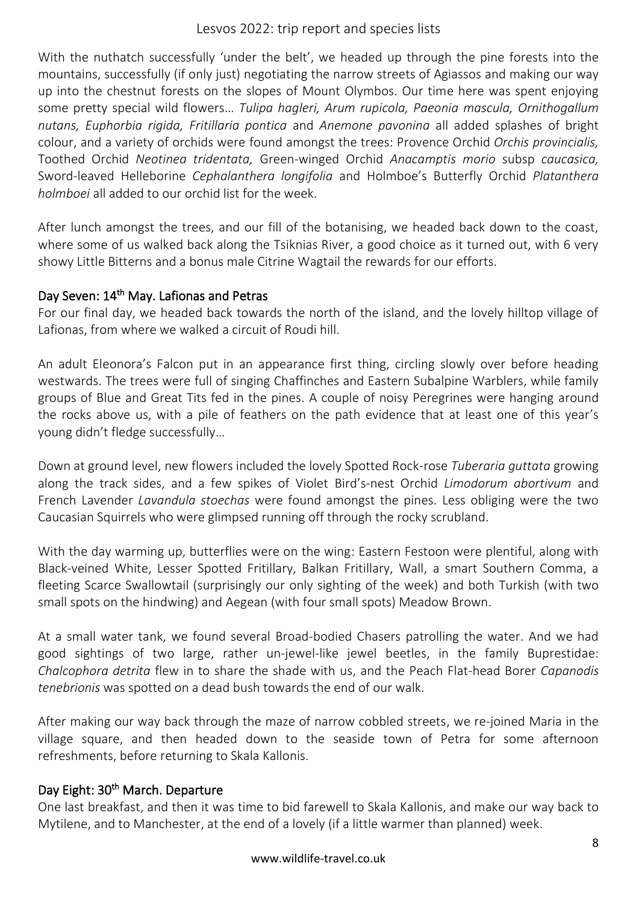With the nuthatch successfully 'under the belt', we headed up through the pine forests into the mountains, successfully (if only just) negotiating the narrow streets of Agiassos and making our way up into the chestnut forests on the slopes of Mount Olymbos. Our time here was spent enjoying some pretty special wild flowers… *Tulipa hagleri, Arum rupicola, Paeonia mascula, Ornithogallum nutans, Euphorbia rigida, Fritillaria pontica* and *Anemone pavonina* all added splashes of bright colour, and a variety of orchids were found amongst the trees: Provence Orchid *Orchis provincialis,* Toothed Orchid *Neotinea tridentata,* Green-winged Orchid *Anacamptis morio* subsp *caucasica,* Sword-leaved Helleborine *Cephalanthera longifolia* and Holmboe's Butterfly Orchid *Platanthera holmboei* all added to our orchid list for the week.

After lunch amongst the trees, and our fill of the botanising, we headed back down to the coast, where some of us walked back along the Tsiknias River, a good choice as it turned out, with 6 very showy Little Bitterns and a bonus male Citrine Wagtail the rewards for our efforts.

## Day Seven: 14th May. Lafionas and Petras

For our final day, we headed back towards the north of the island, and the lovely hilltop village of Lafionas, from where we walked a circuit of Roudi hill.

An adult Eleonora's Falcon put in an appearance first thing, circling slowly over before heading westwards. The trees were full of singing Chaffinches and Eastern Subalpine Warblers, while family groups of Blue and Great Tits fed in the pines. A couple of noisy Peregrines were hanging around the rocks above us, with a pile of feathers on the path evidence that at least one of this year's young didn't fledge successfully…

Down at ground level, new flowers included the lovely Spotted Rock-rose *Tuberaria guttata* growing along the track sides, and a few spikes of Violet Bird's-nest Orchid *Limodorum abortivum* and French Lavender *Lavandula stoechas* were found amongst the pines. Less obliging were the two Caucasian Squirrels who were glimpsed running off through the rocky scrubland.

With the day warming up, butterflies were on the wing: Eastern Festoon were plentiful, along with Black-veined White, Lesser Spotted Fritillary, Balkan Fritillary, Wall, a smart Southern Comma, a fleeting Scarce Swallowtail (surprisingly our only sighting of the week) and both Turkish (with two small spots on the hindwing) and Aegean (with four small spots) Meadow Brown.

At a small water tank, we found several Broad-bodied Chasers patrolling the water. And we had good sightings of two large, rather un-jewel-like jewel beetles, in the family Buprestidae: *Chalcophora detrita* flew in to share the shade with us, and the Peach Flat-head Borer *Capanodis tenebrionis* was spotted on a dead bush towards the end of our walk.

After making our way back through the maze of narrow cobbled streets, we re-joined Maria in the village square, and then headed down to the seaside town of Petra for some afternoon refreshments, before returning to Skala Kallonis.

## Day Eight: 30th March. Departure

One last breakfast, and then it was time to bid farewell to Skala Kallonis, and make our way back to Mytilene, and to Manchester, at the end of a lovely (if a little warmer than planned) week.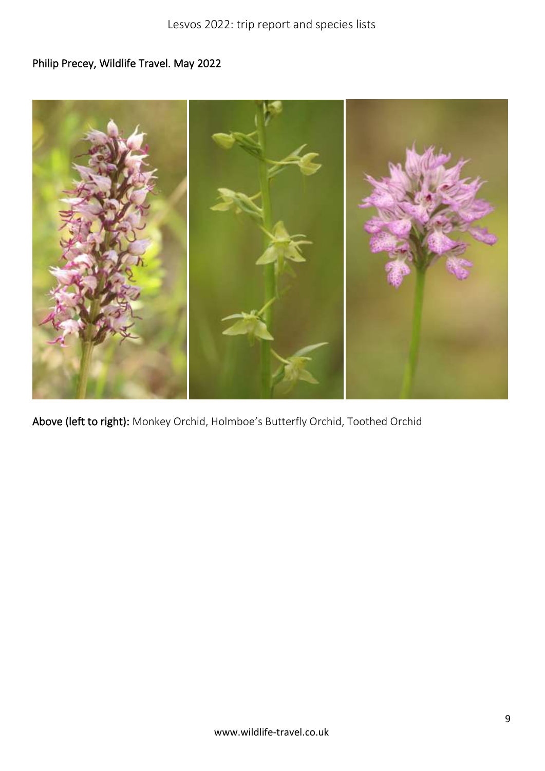Philip Precey, Wildlife Travel. May 2022

**Above (left to right):** Monkey Orchid, Holmboe's Butterfly Orchid, Toothed Orchid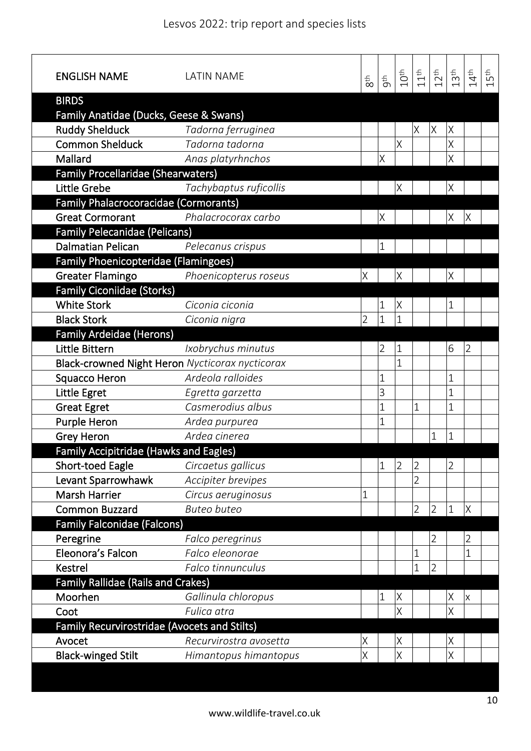| ENGLISH NAME | LATIN NAME | 8th | 9th | 10th | 11th | 12th | 13th | 14th | 15th |
|---|---|---|---|---|---|---|---|---|---|
| **BIRDS** | | | | | | | | | |
| **Family Anatidae (Ducks, Geese & Swans)** | | | | | | | | | |
| Ruddy Shelduck | *Tadorna ferruginea* | | | | X | X | X | | |
| Common Shelduck | *Tadorna tadorna* | | | X | | | X | | |
| Mallard | *Anas platyrhnchos* | | X | | | | X | | |
| **Family Procellaridae (Shearwaters)** | | | | | | | | | |
| Little Grebe | *Tachybaptus ruficollis* | | | X | | | X | | |
| **Family Phalacrocoracidae (Cormorants)** | | | | | | | | | |
| Great Cormorant | *Phalacrocorax carbo* | | X | | | | X | X | |
| **Family Pelecanidae (Pelicans)** | | | | | | | | | |
| Dalmatian Pelican | *Pelecanus crispus* | | 1 | | | | | | |
| **Family Phoenicopteridae (Flamingoes)** | | | | | | | | | |
| Greater Flamingo | *Phoenicopterus roseus* | X | | X | | | X | | |
| **Family Ciconiidae (Storks)** | | | | | | | | | |
| White Stork | *Ciconia ciconia* | | 1 | X | | | 1 | | |
| Black Stork | *Ciconia nigra* | 2 | 1 | 1 | | | | | |
| **Family Ardeidae (Herons)** | | | | | | | | | |
| Little Bittern | *Ixobrychus minutus* | | 2 | 1 | | | 6 | 2 | |
| Black-crowned Night Heron | *Nycticorax nycticorax* | | | 1 | | | | | |
| Squacco Heron | *Ardeola ralloides* | | 1 | | | | 1 | | |
| Little Egret | *Egretta garzetta* | | 3 | | | | 1 | | |
| Great Egret | *Casmerodius albus* | | 1 | | 1 | | 1 | | |
| Purple Heron | *Ardea purpurea* | | 1 | | | | | | |
| Grey Heron | *Ardea cinerea* | | | | | 1 | 1 | | |
| **Family Accipitridae (Hawks and Eagles)** | | | | | | | | | |
| Short-toed Eagle | *Circaetus gallicus* | | 1 | 2 | 2 | | 2 | | |
| Levant Sparrowhawk | *Accipiter brevipes* | | | | 2 | | | | |
| Marsh Harrier | *Circus aeruginosus* | 1 | | | | | | | |
| Common Buzzard | *Buteo buteo* | | | | 2 | 2 | 1 | X | |
| **Family Falconidae (Falcons)** | | | | | | | | | |
| Peregrine | *Falco peregrinus* | | | | | 2 | | 2 | |
| Eleonora's Falcon | *Falco eleonorae* | | | | 1 | | | 1 | |
| Kestrel | *Falco tinnunculus* | | | | 1 | 2 | | | |
| **Family Rallidae (Rails and Crakes)** | | | | | | | | | |
| Moorhen | *Gallinula chloropus* | | 1 | X | | | X | x | |
| Coot | *Fulica atra* | | | X | | | X | | |
| **Family Recurvirostridae (Avocets and Stilts)** | | | | | | | | | |
| Avocet | *Recurvirostra avosetta* | X | | X | | | X | | |
| Black-winged Stilt | *Himantopus himantopus* | X | | X | | | X | | |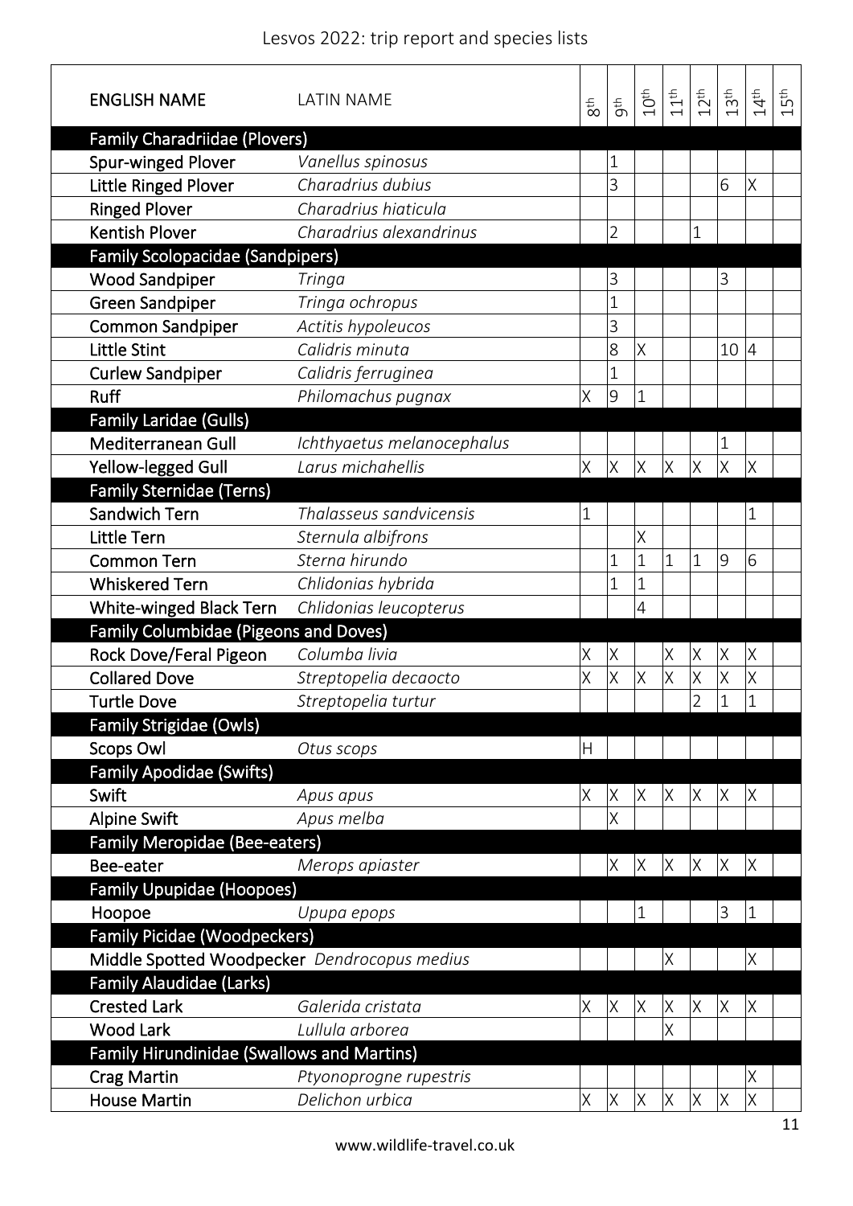| ENGLISH NAME | LATIN NAME | 8th | 9th | 10th | 11th | 12th | 13th | 14th | 15th |
|---|---|---|---|---|---|---|---|---|---|
| **Family Charadriidae (Plovers)** | | | | | | | | | |
| Spur-winged Plover | *Vanellus spinosus* | | 1 | | | | | | |
| Little Ringed Plover | *Charadrius dubius* | | 3 | | | | 6 | X | |
| Ringed Plover | *Charadrius hiaticula* | | | | | | | | |
| Kentish Plover | *Charadrius alexandrinus* | | 2 | | | 1 | | | |
| **Family Scolopacidae (Sandpipers)** | | | | | | | | | |
| Wood Sandpiper | *Tringa* | | 3 | | | | 3 | | |
| Green Sandpiper | *Tringa ochropus* | | 1 | | | | | | |
| Common Sandpiper | *Actitis hypoleucos* | | 3 | | | | | | |
| Little Stint | *Calidris minuta* | | 8 | X | | | 10 | 4 | |
| Curlew Sandpiper | *Calidris ferruginea* | | 1 | | | | | | |
| Ruff | *Philomachus pugnax* | X | 9 | 1 | | | | | |
| **Family Laridae (Gulls)** | | | | | | | | | |
| Mediterranean Gull | *Ichthyaetus melanocephalus* | | | | | | 1 | | |
| Yellow-legged Gull | *Larus michahellis* | X | X | X | X | X | X | X | |
| **Family Sternidae (Terns)** | | | | | | | | | |
| Sandwich Tern | *Thalasseus sandvicensis* | 1 | | | | | | 1 | |
| Little Tern | *Sternula albifrons* | | | X | | | | | |
| Common Tern | *Sterna hirundo* | | 1 | 1 | 1 | 1 | 9 | 6 | |
| Whiskered Tern | *Chlidonias hybrida* | | 1 | 1 | | | | | |
| White-winged Black Tern | *Chlidonias leucopterus* | | | 4 | | | | | |
| **Family Columbidae (Pigeons and Doves)** | | | | | | | | | |
| Rock Dove/Feral Pigeon | *Columba livia* | X | X | | X | X | X | X | |
| Collared Dove | *Streptopelia decaocto* | X | X | X | X | X | X | X | |
| Turtle Dove | *Streptopelia turtur* | | | | | 2 | 1 | 1 | |
| **Family Strigidae (Owls)** | | | | | | | | | |
| Scops Owl | *Otus scops* | H | | | | | | | |
| **Family Apodidae (Swifts)** | | | | | | | | | |
| Swift | *Apus apus* | X | X | X | X | X | X | X | |
| Alpine Swift | *Apus melba* | | X | | | | | | |
| **Family Meropidae (Bee-eaters)** | | | | | | | | | |
| Bee-eater | *Merops apiaster* | | X | X | X | X | X | X | |
| **Family Upupidae (Hoopoes)** | | | | | | | | | |
| Hoopoe | *Upupa epops* | | | 1 | | | 3 | 1 | |
| **Family Picidae (Woodpeckers)** | | | | | | | | | |
| Middle Spotted Woodpecker | *Dendrocopus medius* | | | | X | | | X | |
| **Family Alaudidae (Larks)** | | | | | | | | | |
| Crested Lark | *Galerida cristata* | X | X | X | X | X | X | X | |
| Wood Lark | *Lullula arborea* | | | | X | | | | |
| **Family Hirundinidae (Swallows and Martins)** | | | | | | | | | |
| Crag Martin | *Ptyonoprogne rupestris* | | | | | | | X | |
| House Martin | *Delichon urbica* | X | X | X | X | X | X | X | |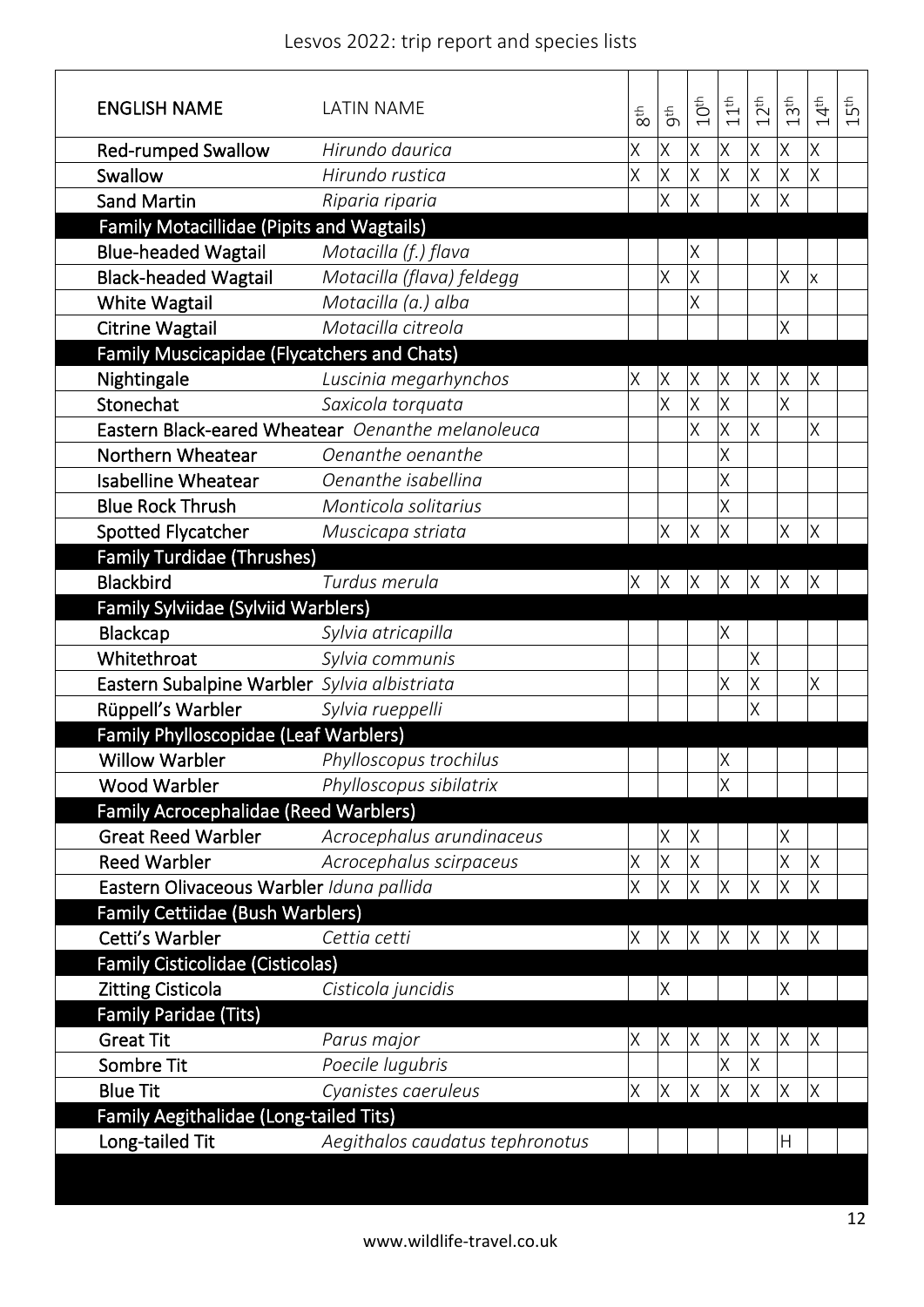| ENGLISH NAME | LATIN NAME | 8th | 9th | 10th | 11th | 12th | 13th | 14th | 15th |
|---|---|---|---|---|---|---|---|---|---|
| **Red-rumped Swallow** | *Hirundo daurica* | X | X | X | X | X | X | X | |
| **Swallow** | *Hirundo rustica* | X | X | X | X | X | X | X | |
| **Sand Martin** | *Riparia riparia* | | X | X | | X | X | | |
| **Family Motacillidae (Pipits and Wagtails)** | | | | | | | | | |
| **Blue-headed Wagtail** | *Motacilla (f.) flava* | | | X | | | | | |
| **Black-headed Wagtail** | *Motacilla (flava) feldegg* | | X | X | | | X | x | |
| **White Wagtail** | *Motacilla (a.) alba* | | | X | | | | | |
| **Citrine Wagtail** | *Motacilla citreola* | | | | | | X | | |
| **Family Muscicapidae (Flycatchers and Chats)** | | | | | | | | | |
| **Nightingale** | *Luscinia megarhynchos* | X | X | X | X | X | X | X | |
| **Stonechat** | *Saxicola torquata* | | X | X | X | | X | | |
| **Eastern Black-eared Wheatear** | *Oenanthe melanoleuca* | | | X | X | X | | X | |
| **Northern Wheatear** | *Oenanthe oenanthe* | | | | X | | | | |
| **Isabelline Wheatear** | *Oenanthe isabellina* | | | | X | | | | |
| **Blue Rock Thrush** | *Monticola solitarius* | | | | X | | | | |
| **Spotted Flycatcher** | *Muscicapa striata* | | X | X | X | | X | X | |
| **Family Turdidae (Thrushes)** | | | | | | | | | |
| **Blackbird** | *Turdus merula* | X | X | X | X | X | X | X | |
| **Family Sylviidae (Sylviid Warblers)** | | | | | | | | | |
| **Blackcap** | *Sylvia atricapilla* | | | | X | | | | |
| **Whitethroat** | *Sylvia communis* | | | | | X | | | |
| **Eastern Subalpine Warbler** | *Sylvia albistriata* | | | | X | X | | X | |
| **Rüppell's Warbler** | *Sylvia rueppelli* | | | | | X | | | |
| **Family Phylloscopidae (Leaf Warblers)** | | | | | | | | | |
| **Willow Warbler** | *Phylloscopus trochilus* | | | | X | | | | |
| **Wood Warbler** | *Phylloscopus sibilatrix* | | | | X | | | | |
| **Family Acrocephalidae (Reed Warblers)** | | | | | | | | | |
| **Great Reed Warbler** | *Acrocephalus arundinaceus* | | X | X | | | X | | |
| **Reed Warbler** | *Acrocephalus scirpaceus* | X | X | X | | | X | X | |
| **Eastern Olivaceous Warbler** | *Iduna pallida* | X | X | X | X | X | X | X | |
| **Family Cettiidae (Bush Warblers)** | | | | | | | | | |
| **Cetti's Warbler** | *Cettia cetti* | X | X | X | X | X | X | X | |
| **Family Cisticolidae (Cisticolas)** | | | | | | | | | |
| **Zitting Cisticola** | *Cisticola juncidis* | | X | | | | X | | |
| **Family Paridae (Tits)** | | | | | | | | | |
| **Great Tit** | *Parus major* | X | X | X | X | X | X | X | |
| **Sombre Tit** | *Poecile lugubris* | | | | X | X | | | |
| **Blue Tit** | *Cyanistes caeruleus* | X | X | X | X | X | X | X | |
| **Family Aegithalidae (Long-tailed Tits)** | | | | | | | | | |
| **Long-tailed Tit** | *Aegithalos caudatus tephronotus* | | | | | | H | | |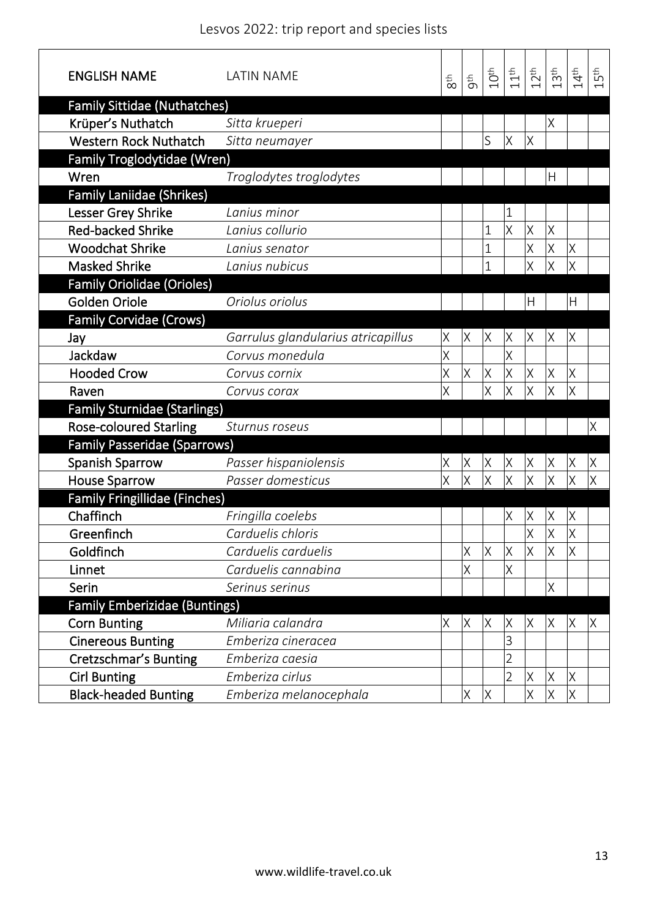| ENGLISH NAME | LATIN NAME | 8th | 9th | 10th | 11th | 12th | 13th | 14th | 15th |
|---|---|---|---|---|---|---|---|---|---|
| **Family Sittidae (Nuthatches)** | | | | | | | | | |
| Krüper's Nuthatch | *Sitta krueperi* | | | | | | X | | |
| Western Rock Nuthatch | *Sitta neumayer* | | | S | X | X | | | |
| **Family Troglodytidae (Wren)** | | | | | | | | | |
| Wren | *Troglodytes troglodytes* | | | | | | H | | |
| **Family Laniidae (Shrikes)** | | | | | | | | | |
| Lesser Grey Shrike | *Lanius minor* | | | | 1 | | | | |
| Red-backed Shrike | *Lanius collurio* | | | 1 | X | X | X | | |
| Woodchat Shrike | *Lanius senator* | | | 1 | | X | X | X | |
| Masked Shrike | *Lanius nubicus* | | | 1 | | X | X | X | |
| **Family Oriolidae (Orioles)** | | | | | | | | | |
| Golden Oriole | *Oriolus oriolus* | | | | | H | | H | |
| **Family Corvidae (Crows)** | | | | | | | | | |
| Jay | *Garrulus glandularius atricapillus* | X | X | X | X | X | X | X | |
| Jackdaw | *Corvus monedula* | X | | | X | | | | |
| Hooded Crow | *Corvus cornix* | X | X | X | X | X | X | X | |
| Raven | *Corvus corax* | X | | X | X | X | X | X | |
| **Family Sturnidae (Starlings)** | | | | | | | | | |
| Rose-coloured Starling | *Sturnus roseus* | | | | | | | | X |
| **Family Passeridae (Sparrows)** | | | | | | | | | |
| Spanish Sparrow | *Passer hispaniolensis* | X | X | X | X | X | X | X | X |
| House Sparrow | *Passer domesticus* | X | X | X | X | X | X | X | X |
| **Family Fringillidae (Finches)** | | | | | | | | | |
| Chaffinch | *Fringilla coelebs* | | | | X | X | X | X | |
| Greenfinch | *Carduelis chloris* | | | | | X | X | X | |
| Goldfinch | *Carduelis carduelis* | | X | X | X | X | X | X | |
| Linnet | *Carduelis cannabina* | | X | | X | | | | |
| Serin | *Serinus serinus* | | | | | | X | | |
| **Family Emberizidae (Buntings)** | | | | | | | | | |
| Corn Bunting | *Miliaria calandra* | X | X | X | X | X | X | X | X |
| Cinereous Bunting | *Emberiza cineracea* | | | | 3 | | | | |
| Cretzschmar's Bunting | *Emberiza caesia* | | | | 2 | | | | |
| Cirl Bunting | *Emberiza cirlus* | | | | 2 | X | X | X | |
| Black-headed Bunting | *Emberiza melanocephala* | | X | X | | X | X | X | |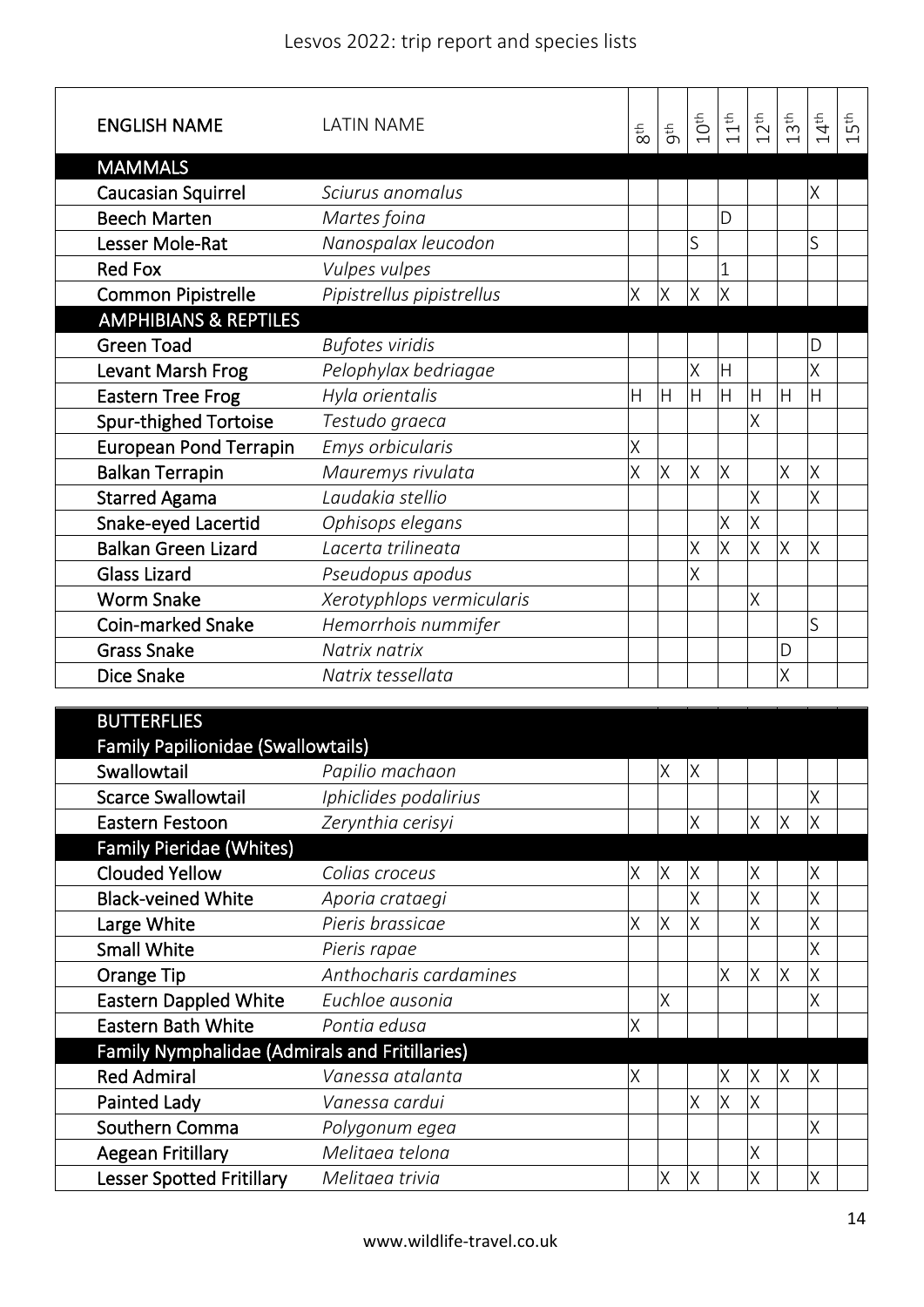| ENGLISH NAME | LATIN NAME | 8th | 9th | 10th | 11th | 12th | 13th | 14th | 15th |
|---|---|---|---|---|---|---|---|---|---|
| **MAMMALS** | | | | | | | | | |
| Caucasian Squirrel | *Sciurus anomalus* | | | | | | | X | |
| Beech Marten | *Martes foina* | | | | D | | | | |
| Lesser Mole-Rat | *Nanospalax leucodon* | | | S | | | | S | |
| Red Fox | *Vulpes vulpes* | | | | 1 | | | | |
| Common Pipistrelle | *Pipistrellus pipistrellus* | X | X | X | X | | | | |
| **AMPHIBIANS & REPTILES** | | | | | | | | | |
| Green Toad | *Bufotes viridis* | | | | | | | D | |
| Levant Marsh Frog | *Pelophylax bedriagae* | | | X | H | | | X | |
| Eastern Tree Frog | *Hyla orientalis* | H | H | H | H | H | H | H | |
| Spur-thighed Tortoise | *Testudo graeca* | | | | | X | | | |
| European Pond Terrapin | *Emys orbicularis* | X | | | | | | | |
| Balkan Terrapin | *Mauremys rivulata* | X | X | X | X | | X | X | |
| Starred Agama | *Laudakia stellio* | | | | | X | | X | |
| Snake-eyed Lacertid | *Ophisops elegans* | | | | X | X | | | |
| Balkan Green Lizard | *Lacerta trilineata* | | | X | X | X | X | X | |
| Glass Lizard | *Pseudopus apodus* | | | X | | | | | |
| Worm Snake | *Xerotyphlops vermicularis* | | | | | X | | | |
| Coin-marked Snake | *Hemorrhois nummifer* | | | | | | | S | |
| Grass Snake | *Natrix natrix* | | | | | | D | | |
| Dice Snake | *Natrix tessellata* | | | | | | X | | |

| **BUTTERFLIES** | | | | | | | | | |
|---|---|---|---|---|---|---|---|---|---|
| **Family Papilionidae (Swallowtails)** | | | | | | | | | |
| Swallowtail | *Papilio machaon* | | X | X | | | | | |
| Scarce Swallowtail | *Iphiclides podalirius* | | | | | | | X | |
| Eastern Festoon | *Zerynthia cerisyi* | | | X | | X | X | X | |
| **Family Pieridae (Whites)** | | | | | | | | | |
| Clouded Yellow | *Colias croceus* | X | X | X | | X | | X | |
| Black-veined White | *Aporia crataegi* | | | X | | X | | X | |
| Large White | *Pieris brassicae* | X | X | X | | X | | X | |
| Small White | *Pieris rapae* | | | | | | | X | |
| Orange Tip | *Anthocharis cardamines* | | | | X | X | X | X | |
| Eastern Dappled White | *Euchloe ausonia* | | X | | | | | X | |
| Eastern Bath White | *Pontia edusa* | X | | | | | | | |
| **Family Nymphalidae (Admirals and Fritillaries)** | | | | | | | | | |
| Red Admiral | *Vanessa atalanta* | X | | | X | X | X | X | |
| Painted Lady | *Vanessa cardui* | | | X | X | X | | | |
| Southern Comma | *Polygonum egea* | | | | | | | X | |
| Aegean Fritillary | *Melitaea telona* | | | | | X | | | |
| Lesser Spotted Fritillary | *Melitaea trivia* | | X | X | | X | | X | |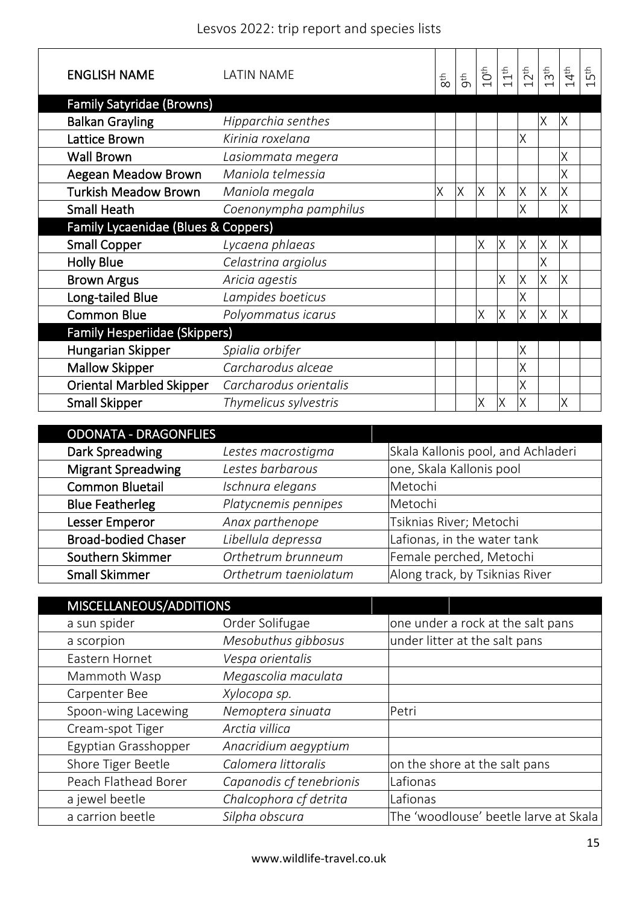| ENGLISH NAME | LATIN NAME | 8th | 9th | 10th | 11th | 12th | 13th | 14th | 15th |
|---|---|---|---|---|---|---|---|---|---|
| **Family Satyridae (Browns)** | | | | | | | | | |
| Balkan Grayling | *Hipparchia senthes* | | | | | | X | X | |
| Lattice Brown | *Kirinia roxelana* | | | | | X | | | |
| Wall Brown | *Lasiommata megera* | | | | | | | X | |
| Aegean Meadow Brown | *Maniola telmessia* | | | | | | | X | |
| Turkish Meadow Brown | *Maniola megala* | X | X | X | X | X | X | X | |
| Small Heath | *Coenonympha pamphilus* | | | | | X | | X | |
| **Family Lycaenidae (Blues & Coppers)** | | | | | | | | | |
| Small Copper | *Lycaena phlaeas* | | | X | X | X | X | X | |
| Holly Blue | *Celastrina argiolus* | | | | | | X | | |
| Brown Argus | *Aricia agestis* | | | | X | X | X | X | |
| Long-tailed Blue | *Lampides boeticus* | | | | | X | | | |
| Common Blue | *Polyommatus icarus* | | | X | X | X | X | X | |
| **Family Hesperiidae (Skippers)** | | | | | | | | | |
| Hungarian Skipper | *Spialia orbifer* | | | | | X | | | |
| Mallow Skipper | *Carcharodus alceae* | | | | | X | | | |
| Oriental Marbled Skipper | *Carcharodus orientalis* | | | | | X | | | |
| Small Skipper | *Thymelicus sylvestris* | | | X | X | X | | X | |

| ODONATA - DRAGONFLIES | | |
|---|---|---|
| Dark Spreadwing | *Lestes macrostigma* | Skala Kallonis pool, and Achladeri |
| Migrant Spreadwing | *Lestes barbarous* | one, Skala Kallonis pool |
| Common Bluetail | *Ischnura elegans* | Metochi |
| Blue Featherleg | *Platycnemis pennipes* | Metochi |
| Lesser Emperor | *Anax parthenope* | Tsiknias River; Metochi |
| Broad-bodied Chaser | *Libellula depressa* | Lafionas, in the water tank |
| Southern Skimmer | *Orthetrum brunneum* | Female perched, Metochi |
| Small Skimmer | *Orthetrum taeniolatum* | Along track, by Tsiknias River |

| MISCELLANEOUS/ADDITIONS | | |
|---|---|---|
| a sun spider | Order Solifugae | one under a rock at the salt pans |
| a scorpion | *Mesobuthus gibbosus* | under litter at the salt pans |
| Eastern Hornet | *Vespa orientalis* | |
| Mammoth Wasp | *Megascolia maculata* | |
| Carpenter Bee | *Xylocopa sp.* | |
| Spoon-wing Lacewing | *Nemoptera sinuata* | Petri |
| Cream-spot Tiger | *Arctia villica* | |
| Egyptian Grasshopper | *Anacridium aegyptium* | |
| Shore Tiger Beetle | *Calomera littoralis* | on the shore at the salt pans |
| Peach Flathead Borer | *Capanodis cf tenebrionis* | Lafionas |
| a jewel beetle | *Chalcophora cf detrita* | Lafionas |
| a carrion beetle | *Silpha obscura* | The 'woodlouse' beetle larve at Skala |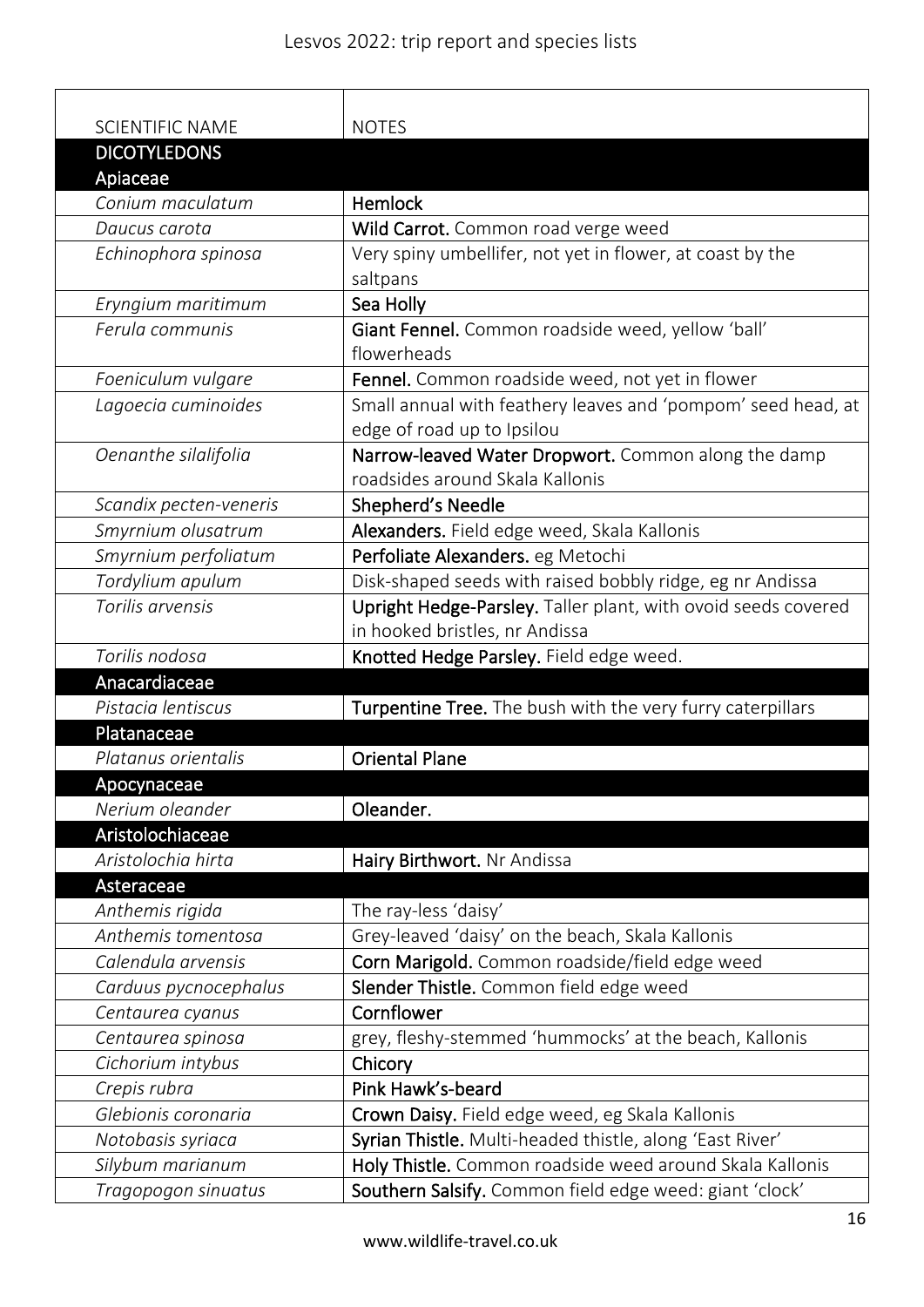| SCIENTIFIC NAME | NOTES |
|---|---|
| **DICOTYLEDONS** | |
| **Apiaceae** | |
| *Conium maculatum* | **Hemlock** |
| *Daucus carota* | **Wild Carrot.** Common road verge weed |
| *Echinophora spinosa* | Very spiny umbellifer, not yet in flower, at coast by the saltpans |
| *Eryngium maritimum* | **Sea Holly** |
| *Ferula communis* | **Giant Fennel.** Common roadside weed, yellow 'ball' flowerheads |
| *Foeniculum vulgare* | **Fennel.** Common roadside weed, not yet in flower |
| *Lagoecia cuminoides* | Small annual with feathery leaves and 'pompom' seed head, at edge of road up to Ipsilou |
| *Oenanthe silalifolia* | **Narrow-leaved Water Dropwort.** Common along the damp roadsides around Skala Kallonis |
| *Scandix pecten-veneris* | **Shepherd's Needle** |
| *Smyrnium olusatrum* | **Alexanders.** Field edge weed, Skala Kallonis |
| *Smyrnium perfoliatum* | **Perfoliate Alexanders.** eg Metochi |
| *Tordylium apulum* | Disk-shaped seeds with raised bobbly ridge, eg nr Andissa |
| *Torilis arvensis* | **Upright Hedge-Parsley.** Taller plant, with ovoid seeds covered in hooked bristles, nr Andissa |
| *Torilis nodosa* | **Knotted Hedge Parsley.** Field edge weed. |
| **Anacardiaceae** | |
| *Pistacia lentiscus* | **Turpentine Tree.** The bush with the very furry caterpillars |
| **Platanaceae** | |
| *Platanus orientalis* | **Oriental Plane** |
| **Apocynaceae** | |
| *Nerium oleander* | **Oleander.** |
| **Aristolochiaceae** | |
| *Aristolochia hirta* | **Hairy Birthwort.** Nr Andissa |
| **Asteraceae** | |
| *Anthemis rigida* | The ray-less 'daisy' |
| *Anthemis tomentosa* | Grey-leaved 'daisy' on the beach, Skala Kallonis |
| *Calendula arvensis* | **Corn Marigold.** Common roadside/field edge weed |
| *Carduus pycnocephalus* | **Slender Thistle.** Common field edge weed |
| *Centaurea cyanus* | **Cornflower** |
| *Centaurea spinosa* | grey, fleshy-stemmed 'hummocks' at the beach, Kallonis |
| *Cichorium intybus* | **Chicory** |
| *Crepis rubra* | **Pink Hawk's-beard** |
| *Glebionis coronaria* | **Crown Daisy.** Field edge weed, eg Skala Kallonis |
| *Notobasis syriaca* | **Syrian Thistle.** Multi-headed thistle, along 'East River' |
| *Silybum marianum* | **Holy Thistle.** Common roadside weed around Skala Kallonis |
| *Tragopogon sinuatus* | **Southern Salsify.** Common field edge weed: giant 'clock' |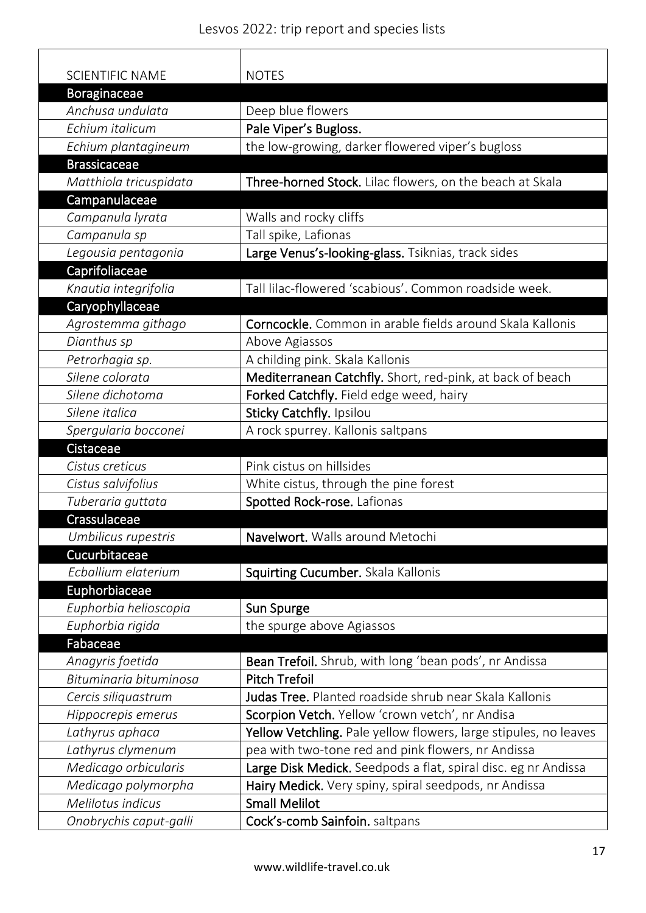| SCIENTIFIC NAME | NOTES |
|---|---|
| **Boraginaceae** | |
| *Anchusa undulata* | Deep blue flowers |
| *Echium italicum* | **Pale Viper's Bugloss.** |
| *Echium plantagineum* | the low-growing, darker flowered viper's bugloss |
| **Brassicaceae** | |
| *Matthiola tricuspidata* | **Three-horned Stock.** Lilac flowers, on the beach at Skala |
| **Campanulaceae** | |
| *Campanula lyrata* | Walls and rocky cliffs |
| *Campanula sp* | Tall spike, Lafionas |
| *Legousia pentagonia* | **Large Venus's-looking-glass.** Tsiknias, track sides |
| **Caprifoliaceae** | |
| *Knautia integrifolia* | Tall lilac-flowered 'scabious'. Common roadside week. |
| **Caryophyllaceae** | |
| *Agrostemma githago* | **Corncockle.** Common in arable fields around Skala Kallonis |
| *Dianthus sp* | Above Agiassos |
| *Petrorhagia sp.* | A childing pink. Skala Kallonis |
| *Silene colorata* | **Mediterranean Catchfly.** Short, red-pink, at back of beach |
| *Silene dichotoma* | **Forked Catchfly.** Field edge weed, hairy |
| *Silene italica* | **Sticky Catchfly.** Ipsilou |
| *Spergularia bocconei* | A rock spurrey. Kallonis saltpans |
| **Cistaceae** | |
| *Cistus creticus* | Pink cistus on hillsides |
| *Cistus salvifolius* | White cistus, through the pine forest |
| *Tuberaria guttata* | **Spotted Rock-rose.** Lafionas |
| **Crassulaceae** | |
| *Umbilicus rupestris* | **Navelwort.** Walls around Metochi |
| **Cucurbitaceae** | |
| *Ecballium elaterium* | **Squirting Cucumber.** Skala Kallonis |
| **Euphorbiaceae** | |
| *Euphorbia helioscopia* | **Sun Spurge** |
| *Euphorbia rigida* | the spurge above Agiassos |
| **Fabaceae** | |
| *Anagyris foetida* | **Bean Trefoil.** Shrub, with long 'bean pods', nr Andissa |
| *Bituminaria bituminosa* | **Pitch Trefoil** |
| *Cercis siliquastrum* | **Judas Tree.** Planted roadside shrub near Skala Kallonis |
| *Hippocrepis emerus* | **Scorpion Vetch.** Yellow 'crown vetch', nr Andisa |
| *Lathyrus aphaca* | **Yellow Vetchling.** Pale yellow flowers, large stipules, no leaves |
| *Lathyrus clymenum* | pea with two-tone red and pink flowers, nr Andissa |
| *Medicago orbicularis* | **Large Disk Medick.** Seedpods a flat, spiral disc. eg nr Andissa |
| *Medicago polymorpha* | **Hairy Medick.** Very spiny, spiral seedpods, nr Andissa |
| *Melilotus indicus* | **Small Melilot** |
| *Onobrychis caput-galli* | **Cock's-comb Sainfoin.** saltpans |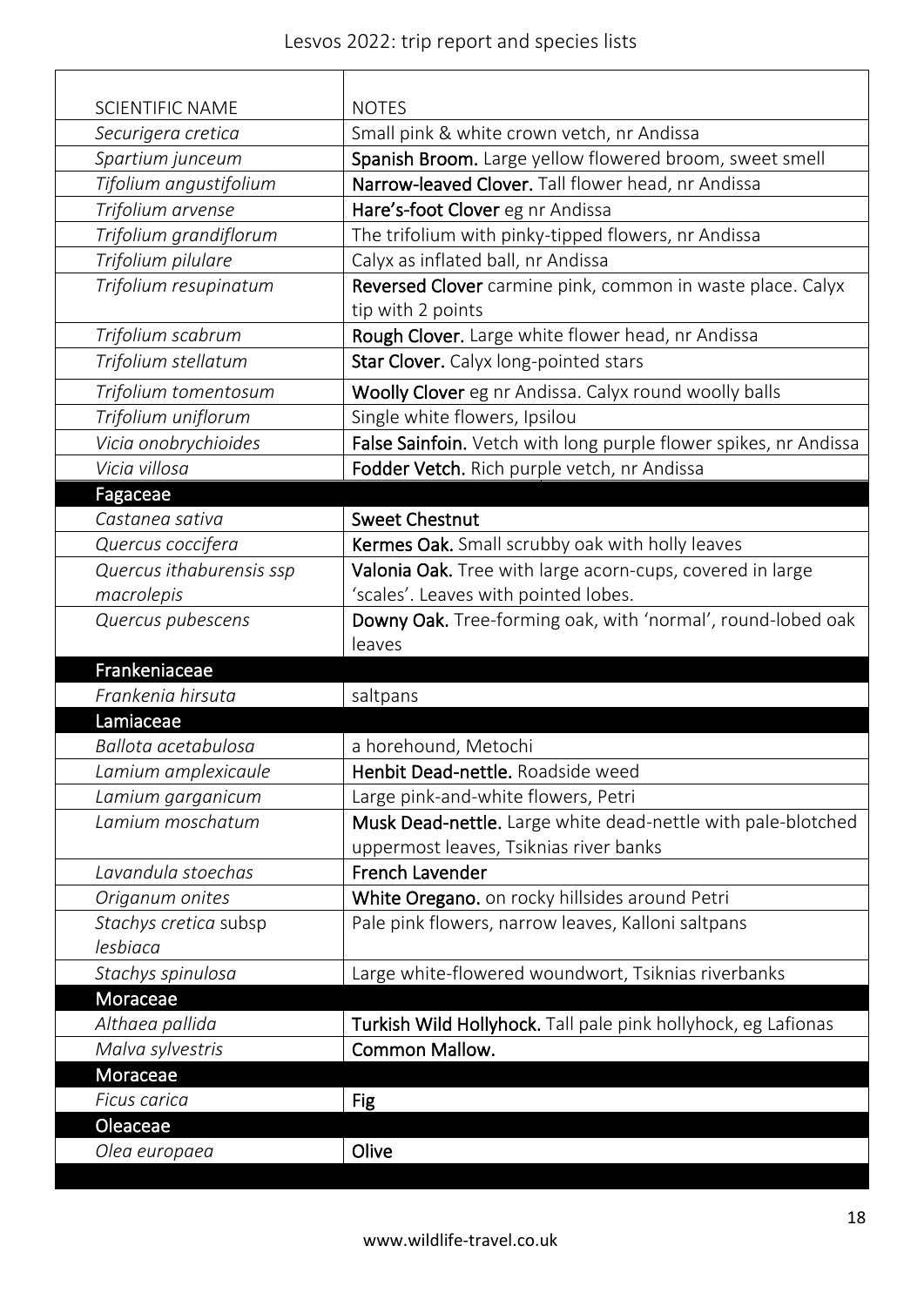| SCIENTIFIC NAME | NOTES |
|---|---|
| *Securigera cretica* | Small pink & white crown vetch, nr Andissa |
| *Spartium junceum* | **Spanish Broom.** Large yellow flowered broom, sweet smell |
| *Tifolium angustifolium* | **Narrow-leaved Clover.** Tall flower head, nr Andissa |
| *Trifolium arvense* | **Hare's-foot Clover** eg nr Andissa |
| *Trifolium grandiflorum* | The trifolium with pinky-tipped flowers, nr Andissa |
| *Trifolium pilulare* | Calyx as inflated ball, nr Andissa |
| *Trifolium resupinatum* | **Reversed Clover** carmine pink, common in waste place. Calyx tip with 2 points |
| *Trifolium scabrum* | **Rough Clover.** Large white flower head, nr Andissa |
| *Trifolium stellatum* | **Star Clover.** Calyx long-pointed stars |
| *Trifolium tomentosum* | **Woolly Clover** eg nr Andissa. Calyx round woolly balls |
| *Trifolium uniflorum* | Single white flowers, Ipsilou |
| *Vicia onobrychioides* | **False Sainfoin.** Vetch with long purple flower spikes, nr Andissa |
| *Vicia villosa* | **Fodder Vetch.** Rich purple vetch, nr Andissa |
| **Fagaceae** | |
| *Castanea sativa* | **Sweet Chestnut** |
| *Quercus coccifera* | **Kermes Oak.** Small scrubby oak with holly leaves |
| *Quercus ithaburensis ssp macrolepis* | **Valonia Oak.** Tree with large acorn-cups, covered in large 'scales'. Leaves with pointed lobes. |
| *Quercus pubescens* | **Downy Oak.** Tree-forming oak, with 'normal', round-lobed oak leaves |
| **Frankeniaceae** | |
| *Frankenia hirsuta* | saltpans |
| **Lamiaceae** | |
| *Ballota acetabulosa* | a horehound, Metochi |
| *Lamium amplexicaule* | **Henbit Dead-nettle.** Roadside weed |
| *Lamium garganicum* | Large pink-and-white flowers, Petri |
| *Lamium moschatum* | **Musk Dead-nettle.** Large white dead-nettle with pale-blotched uppermost leaves, Tsiknias river banks |
| *Lavandula stoechas* | **French Lavender** |
| *Origanum onites* | **White Oregano.** on rocky hillsides around Petri |
| *Stachys cretica* subsp *lesbiaca* | Pale pink flowers, narrow leaves, Kalloni saltpans |
| *Stachys spinulosa* | Large white-flowered woundwort, Tsiknias riverbanks |
| **Moraceae** | |
| *Althaea pallida* | **Turkish Wild Hollyhock.** Tall pale pink hollyhock, eg Lafionas |
| *Malva sylvestris* | **Common Mallow.** |
| **Moraceae** | |
| *Ficus carica* | **Fig** |
| **Oleaceae** | |
| *Olea europaea* | **Olive** |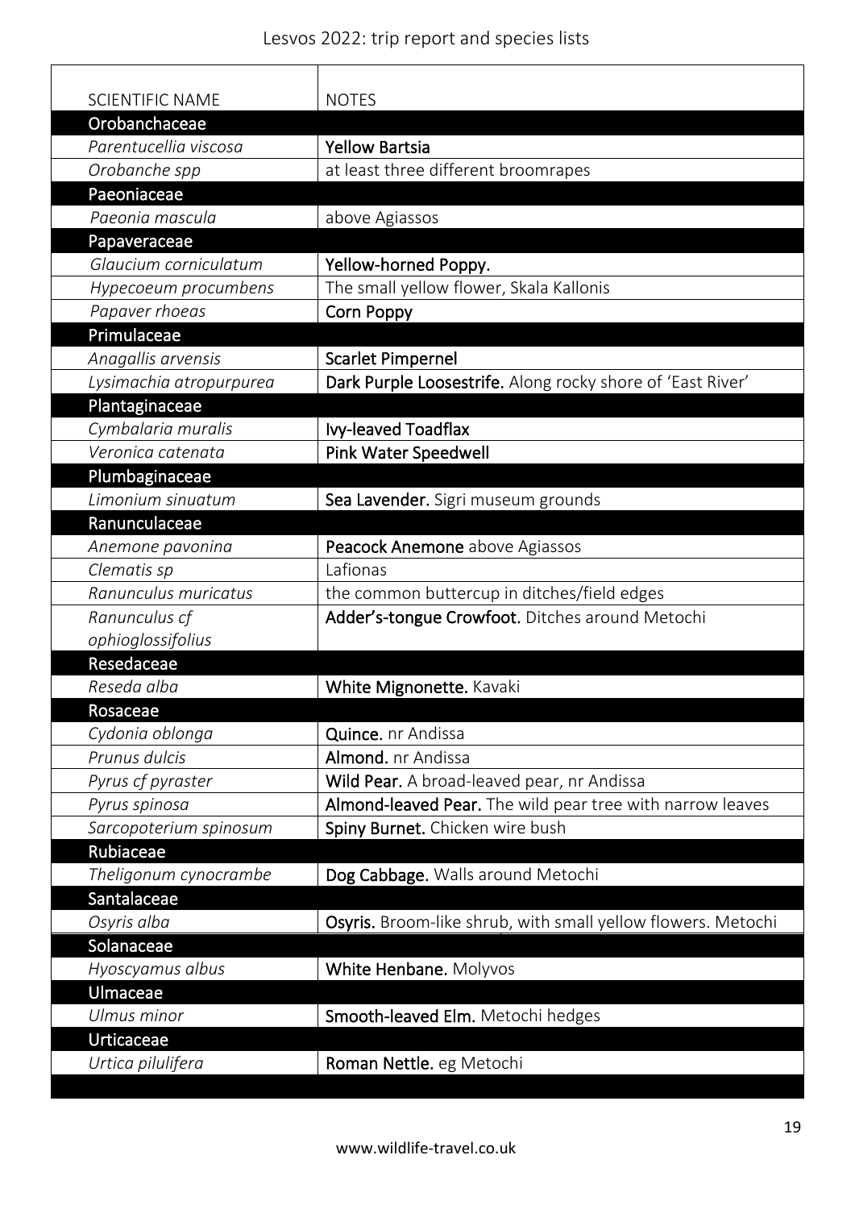| SCIENTIFIC NAME | NOTES |
| --- | --- |
| **Orobanchaceae** | |
| *Parentucellia viscosa* | **Yellow Bartsia** |
| *Orobanche spp* | at least three different broomrapes |
| **Paeoniaceae** | |
| *Paeonia mascula* | above Agiassos |
| **Papaveraceae** | |
| *Glaucium corniculatum* | **Yellow-horned Poppy.** |
| *Hypecoeum procumbens* | The small yellow flower, Skala Kallonis |
| *Papaver rhoeas* | **Corn Poppy** |
| **Primulaceae** | |
| *Anagallis arvensis* | **Scarlet Pimpernel** |
| *Lysimachia atropurpurea* | **Dark Purple Loosestrife.** Along rocky shore of 'East River' |
| **Plantaginaceae** | |
| *Cymbalaria muralis* | **Ivy-leaved Toadflax** |
| *Veronica catenata* | **Pink Water Speedwell** |
| **Plumbaginaceae** | |
| *Limonium sinuatum* | **Sea Lavender.** Sigri museum grounds |
| **Ranunculaceae** | |
| *Anemone pavonina* | **Peacock Anemone** above Agiassos |
| *Clematis sp* | Lafionas |
| *Ranunculus muricatus* | the common buttercup in ditches/field edges |
| *Ranunculus cf ophioglossifolius* | **Adder's-tongue Crowfoot.** Ditches around Metochi |
| **Resedaceae** | |
| *Reseda alba* | **White Mignonette.** Kavaki |
| **Rosaceae** | |
| *Cydonia oblonga* | **Quince.** nr Andissa |
| *Prunus dulcis* | **Almond.** nr Andissa |
| *Pyrus cf pyraster* | **Wild Pear.** A broad-leaved pear, nr Andissa |
| *Pyrus spinosa* | **Almond-leaved Pear.** The wild pear tree with narrow leaves |
| *Sarcopoterium spinosum* | **Spiny Burnet.** Chicken wire bush |
| **Rubiaceae** | |
| *Theligonum cynocrambe* | **Dog Cabbage.** Walls around Metochi |
| **Santalaceae** | |
| *Osyris alba* | **Osyris.** Broom-like shrub, with small yellow flowers. Metochi |
| **Solanaceae** | |
| *Hyoscyamus albus* | **White Henbane.** Molyvos |
| **Ulmaceae** | |
| *Ulmus minor* | **Smooth-leaved Elm.** Metochi hedges |
| **Urticaceae** | |
| *Urtica pilulifera* | **Roman Nettle.** eg Metochi |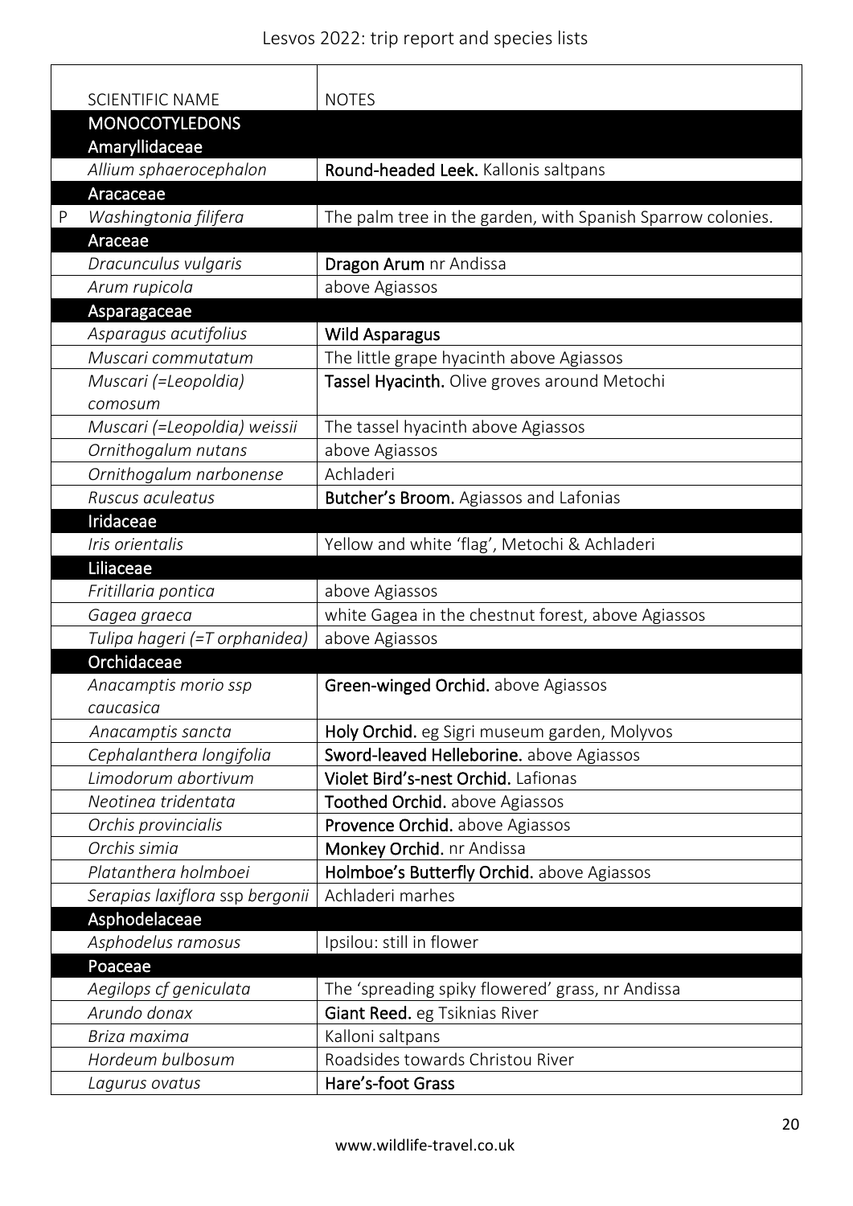| | SCIENTIFIC NAME | NOTES |
|---|---|---|
| | **MONOCOTYLEDONS** | |
| | **Amaryllidaceae** | |
| | *Allium sphaerocephalon* | **Round-headed Leek.** Kallonis saltpans |
| | **Aracaceae** | |
| P | *Washingtonia filifera* | The palm tree in the garden, with Spanish Sparrow colonies. |
| | **Araceae** | |
| | *Dracunculus vulgaris* | **Dragon Arum** nr Andissa |
| | *Arum rupicola* | above Agiassos |
| | **Asparagaceae** | |
| | *Asparagus acutifolius* | **Wild Asparagus** |
| | *Muscari commutatum* | The little grape hyacinth above Agiassos |
| | *Muscari (=Leopoldia) comosum* | **Tassel Hyacinth.** Olive groves around Metochi |
| | *Muscari (=Leopoldia) weissii* | The tassel hyacinth above Agiassos |
| | *Ornithogalum nutans* | above Agiassos |
| | *Ornithogalum narbonense* | Achladeri |
| | *Ruscus aculeatus* | **Butcher's Broom.** Agiassos and Lafonias |
| | **Iridaceae** | |
| | *Iris orientalis* | Yellow and white 'flag', Metochi & Achladeri |
| | **Liliaceae** | |
| | *Fritillaria pontica* | above Agiassos |
| | *Gagea graeca* | white Gagea in the chestnut forest, above Agiassos |
| | *Tulipa hageri (=T orphanidea)* | above Agiassos |
| | **Orchidaceae** | |
| | *Anacamptis morio ssp caucasica* | **Green-winged Orchid.** above Agiassos |
| | *Anacamptis sancta* | **Holy Orchid.** eg Sigri museum garden, Molyvos |
| | *Cephalanthera longifolia* | **Sword-leaved Helleborine.** above Agiassos |
| | *Limodorum abortivum* | **Violet Bird's-nest Orchid.** Lafionas |
| | *Neotinea tridentata* | **Toothed Orchid.** above Agiassos |
| | *Orchis provincialis* | **Provence Orchid.** above Agiassos |
| | *Orchis simia* | **Monkey Orchid.** nr Andissa |
| | *Platanthera holmboei* | **Holmboe's Butterfly Orchid.** above Agiassos |
| | *Serapias laxiflora ssp bergonii* | Achladeri marhes |
| | **Asphodelaceae** | |
| | *Asphodelus ramosus* | Ipsilou: still in flower |
| | **Poaceae** | |
| | *Aegilops cf geniculata* | The 'spreading spiky flowered' grass, nr Andissa |
| | *Arundo donax* | **Giant Reed.** eg Tsiknias River |
| | *Briza maxima* | Kalloni saltpans |
| | *Hordeum bulbosum* | Roadsides towards Christou River |
| | *Lagurus ovatus* | **Hare's-foot Grass** |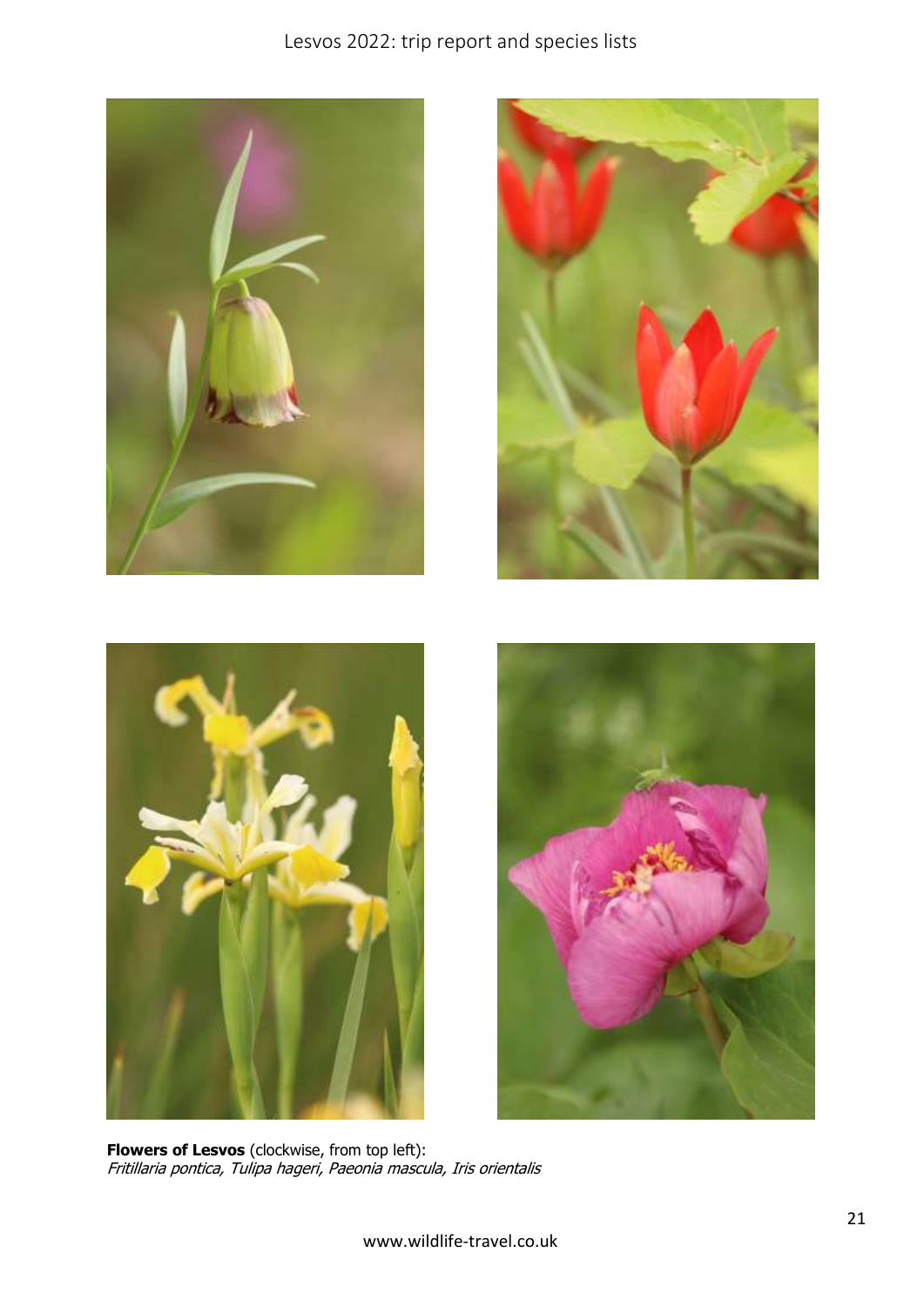**Flowers of Lesvos** (clockwise, from top left):
*Fritillaria pontica, Tulipa hageri, Paeonia mascula, Iris orientalis*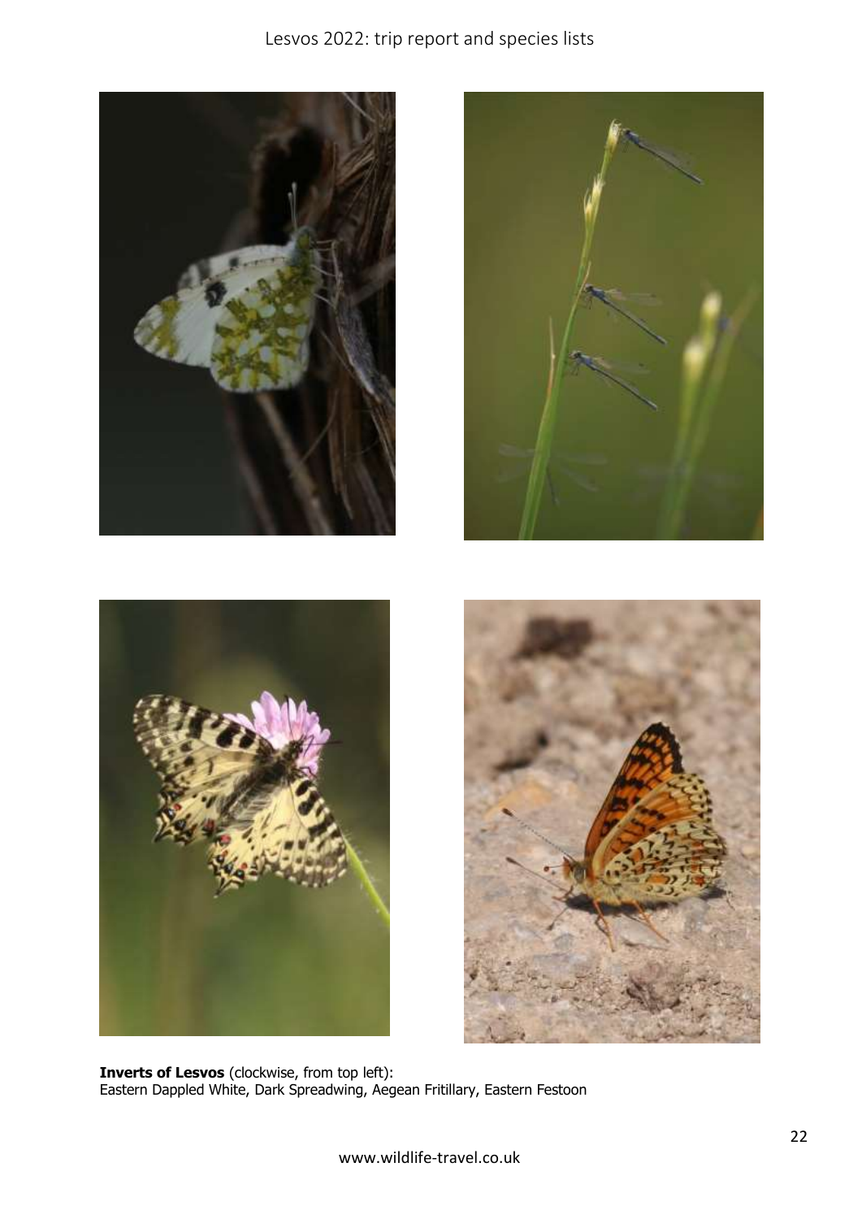**Inverts of Lesvos** (clockwise, from top left):
Eastern Dappled White, Dark Spreadwing, Aegean Fritillary, Eastern Festoon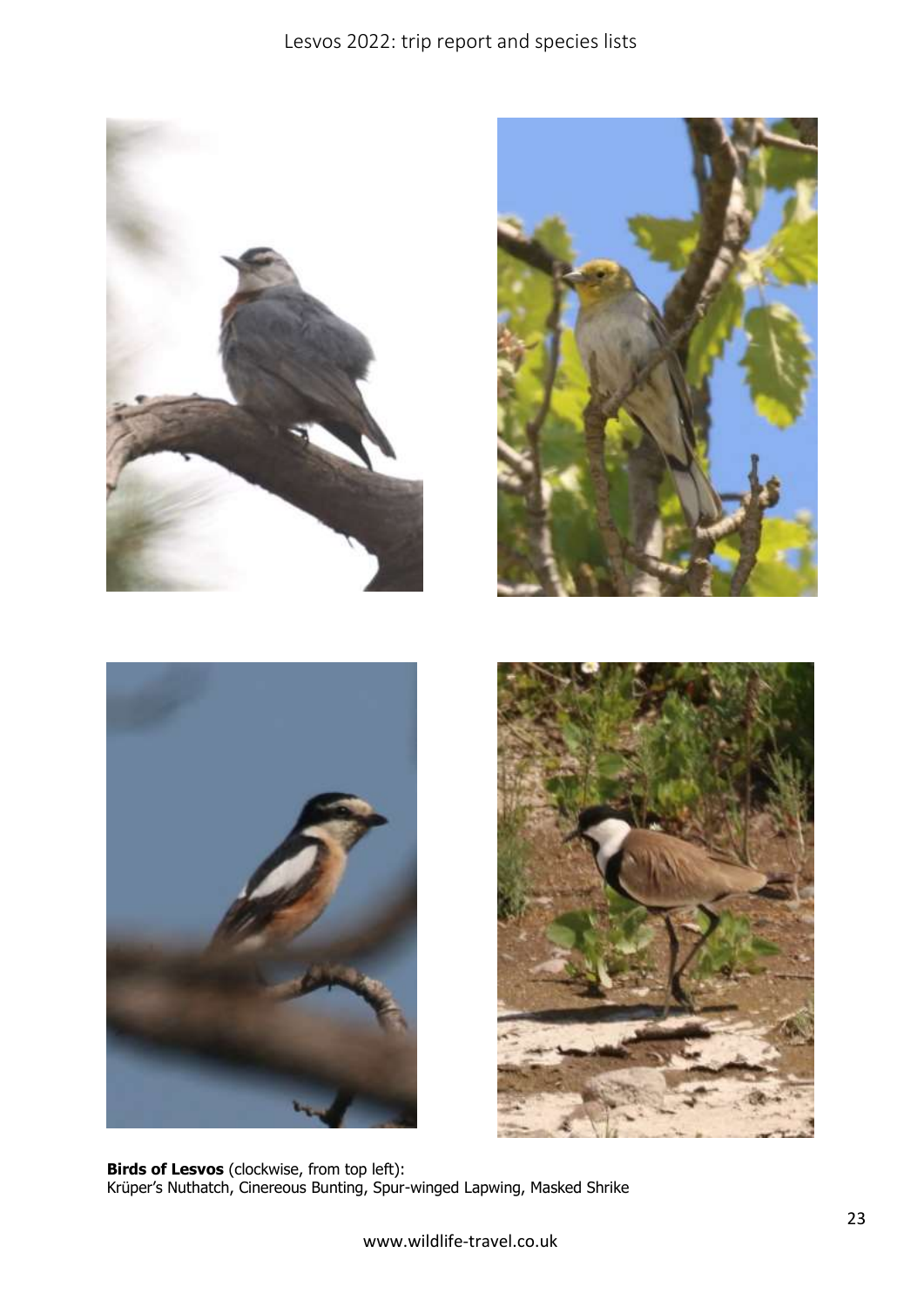**Birds of Lesvos** (clockwise, from top left):
Krüper's Nuthatch, Cinereous Bunting, Spur-winged Lapwing, Masked Shrike